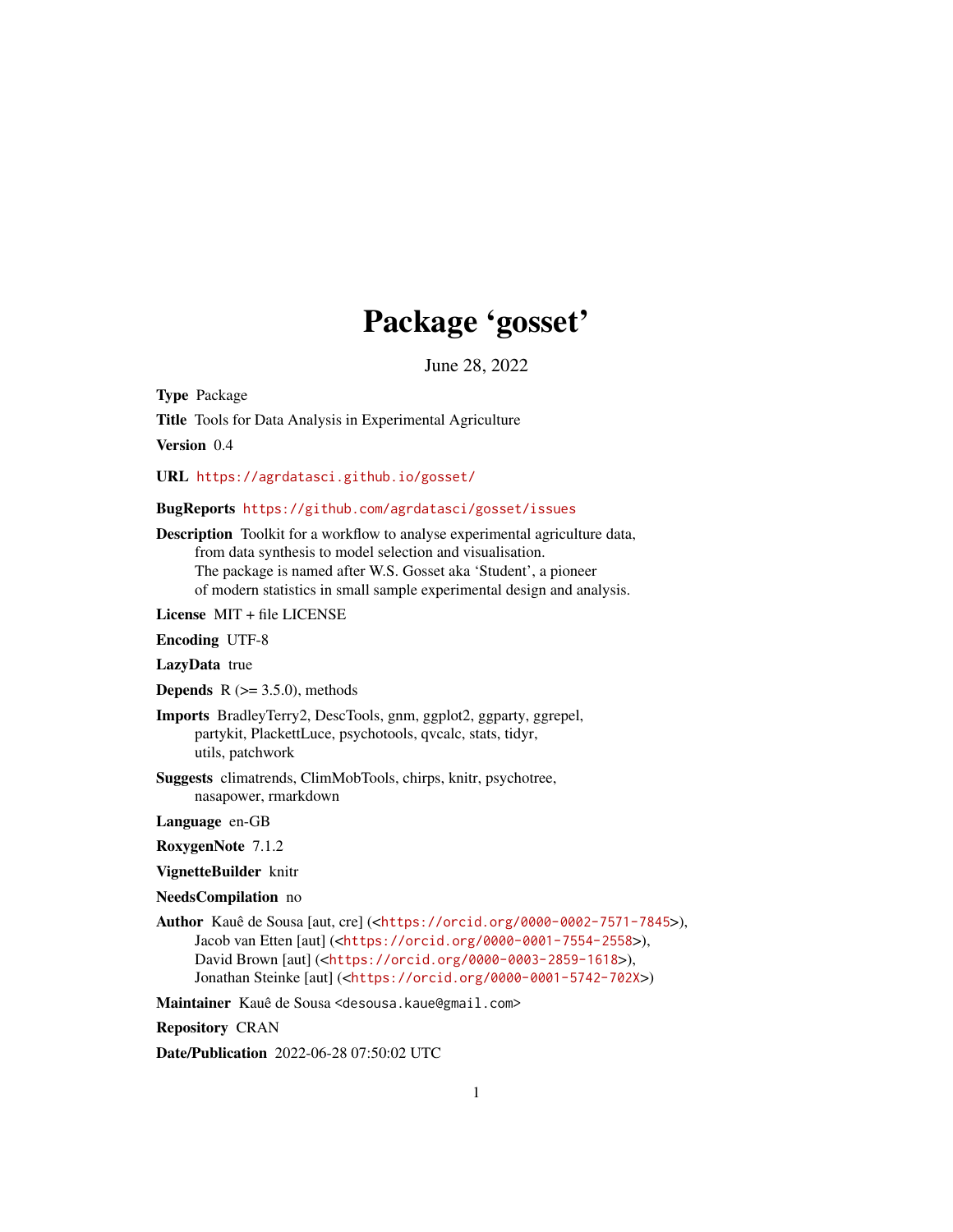# Package 'gosset'

June 28, 2022

**Type** Package

**Title** Tools for Data Analysis in Experimental Agriculture

**Version** 0.4

**URL** https://agrdatasci.github.io/gosset/

**BugReports** https://github.com/agrdatasci/gosset/issues

**Description** Toolkit for a workflow to analyse experimental agriculture data, from data synthesis to model selection and visualisation. The package is named after W.S. Gosset aka 'Student', a pioneer of modern statistics in small sample experimental design and analysis.

**License** MIT + file LICENSE

**Encoding** UTF-8

**LazyData** true

**Depends** R (>= 3.5.0), methods

**Imports** BradleyTerry2, DescTools, gnm, ggplot2, ggparty, ggrepel, partykit, PlackettLuce, psychotools, qvcalc, stats, tidyr, utils, patchwork

**Suggests** climatrends, ClimMobTools, chirps, knitr, psychotree, nasapower, rmarkdown

**Language** en-GB

**RoxygenNote** 7.1.2

**VignetteBuilder** knitr

**NeedsCompilation** no

**Author** Kauê de Sousa [aut, cre] (<https://orcid.org/0000-0002-7571-7845>), Jacob van Etten [aut] (<https://orcid.org/0000-0001-7554-2558>), David Brown [aut] (<https://orcid.org/0000-0003-2859-1618>), Jonathan Steinke [aut] (<https://orcid.org/0000-0001-5742-702X>)

**Maintainer** Kauê de Sousa <desousa.kaue@gmail.com>

**Repository** CRAN

**Date/Publication** 2022-06-28 07:50:02 UTC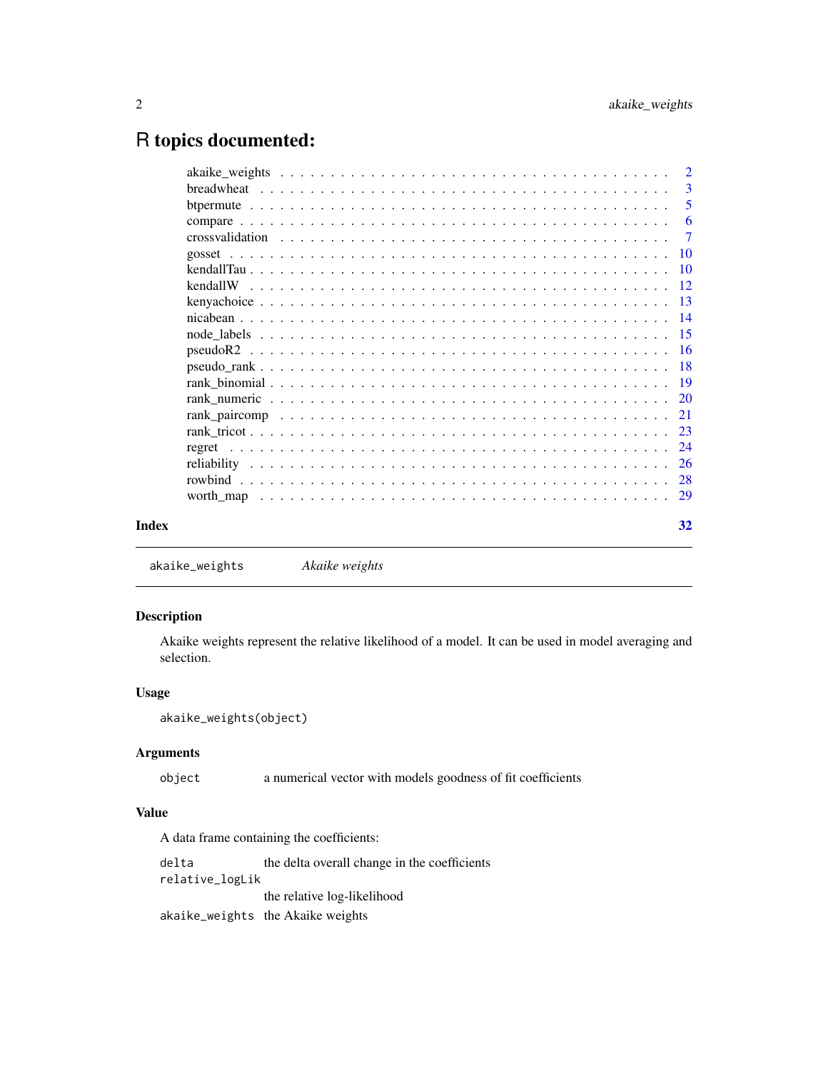# R topics documented:

| | |
|---|---|
| akaike_weights | 2 |
| breadwheat | 3 |
| btpermute | 5 |
| compare | 6 |
| crossvalidation | 7 |
| gosset | 10 |
| kendallTau | 10 |
| kendallW | 12 |
| kenyachoice | 13 |
| nicabean | 14 |
| node_labels | 15 |
| pseudoR2 | 16 |
| pseudo_rank | 18 |
| rank_binomial | 19 |
| rank_numeric | 20 |
| rank_paircomp | 21 |
| rank_tricot | 23 |
| regret | 24 |
| reliability | 26 |
| rowbind | 28 |
| worth_map | 29 |
| **Index** | **32** |

---

`akaike_weights` *Akaike weights*

---

### Description

Akaike weights represent the relative likelihood of a model. It can be used in model averaging and selection.

### Usage

```
akaike_weights(object)
```

### Arguments

`object` a numerical vector with models goodness of fit coefficients

### Value

A data frame containing the coefficients:

`delta` the delta overall change in the coefficients

`relative_logLik` the relative log-likelihood

`akaike_weights` the Akaike weights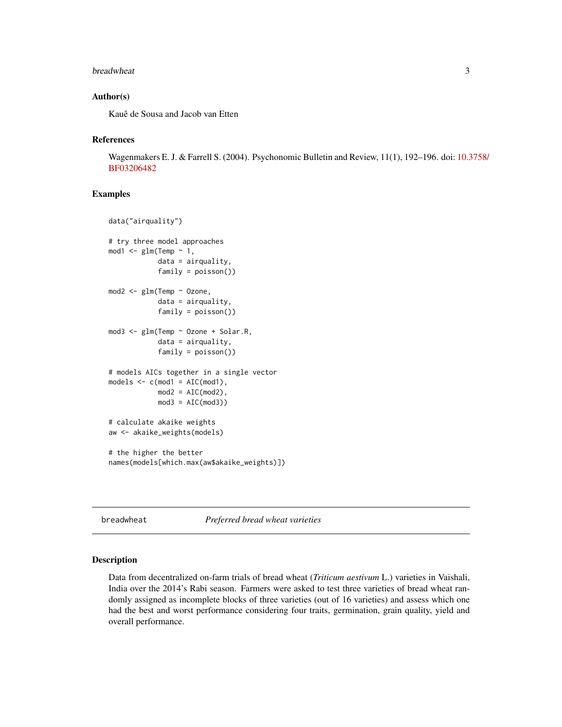### Author(s)

Kauê de Sousa and Jacob van Etten

### References

Wagenmakers E. J. & Farrell S. (2004). Psychonomic Bulletin and Review, 11(1), 192–196. doi: 10.3758/BF03206482

### Examples

```
data("airquality")

# try three model approaches
mod1 <- glm(Temp ~ 1,
            data = airquality,
            family = poisson())

mod2 <- glm(Temp ~ Ozone,
            data = airquality,
            family = poisson())

mod3 <- glm(Temp ~ Ozone + Solar.R,
            data = airquality,
            family = poisson())

# models AICs together in a single vector
models <- c(mod1 = AIC(mod1),
            mod2 = AIC(mod2),
            mod3 = AIC(mod3))

# calculate akaike weights
aw <- akaike_weights(models)

# the higher the better
names(models[which.max(aw$akaike_weights)])
```

---

## breadwheat — *Preferred bread wheat varieties*

---

### Description

Data from decentralized on-farm trials of bread wheat (*Triticum aestivum* L.) varieties in Vaishali, India over the 2014's Rabi season. Farmers were asked to test three varieties of bread wheat randomly assigned as incomplete blocks of three varieties (out of 16 varieties) and assess which one had the best and worst performance considering four traits, germination, grain quality, yield and overall performance.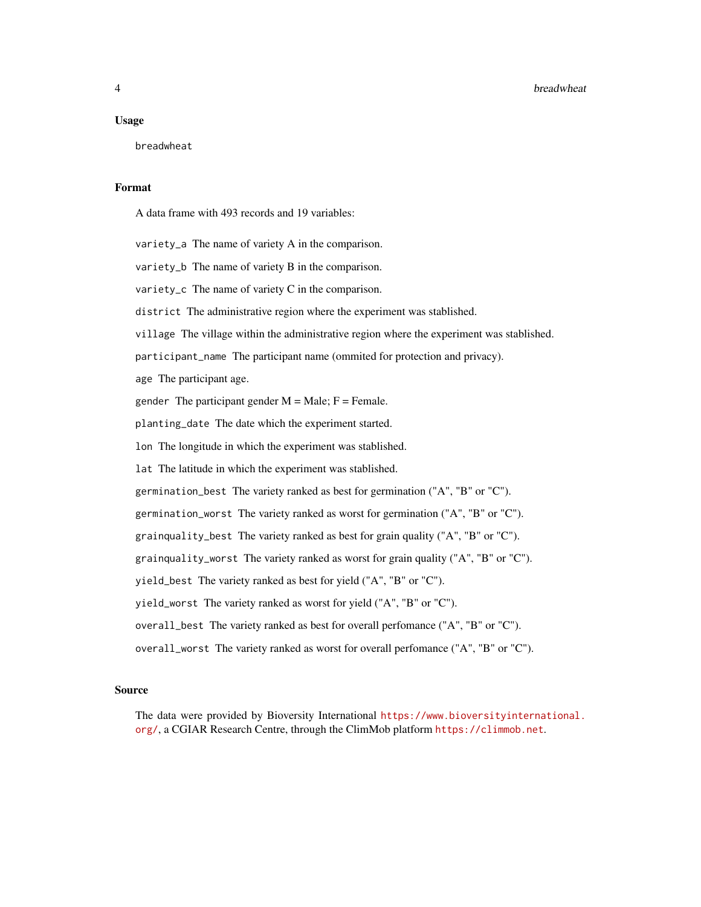## Usage

```
breadwheat
```

## Format

A data frame with 493 records and 19 variables:

- `variety_a` The name of variety A in the comparison.
- `variety_b` The name of variety B in the comparison.
- `variety_c` The name of variety C in the comparison.
- `district` The administrative region where the experiment was stablished.
- `village` The village within the administrative region where the experiment was stablished.
- `participant_name` The participant name (ommited for protection and privacy).
- `age` The participant age.
- `gender` The participant gender M = Male; F = Female.
- `planting_date` The date which the experiment started.
- `lon` The longitude in which the experiment was stablished.
- `lat` The latitude in which the experiment was stablished.
- `germination_best` The variety ranked as best for germination ("A", "B" or "C").
- `germination_worst` The variety ranked as worst for germination ("A", "B" or "C").
- `grainquality_best` The variety ranked as best for grain quality ("A", "B" or "C").
- `grainquality_worst` The variety ranked as worst for grain quality ("A", "B" or "C").
- `yield_best` The variety ranked as best for yield ("A", "B" or "C").
- `yield_worst` The variety ranked as worst for yield ("A", "B" or "C").
- `overall_best` The variety ranked as best for overall perfomance ("A", "B" or "C").
- `overall_worst` The variety ranked as worst for overall perfomance ("A", "B" or "C").

## Source

The data were provided by Bioversity International https://www.bioversityinternational.org/, a CGIAR Research Centre, through the ClimMob platform https://climmob.net.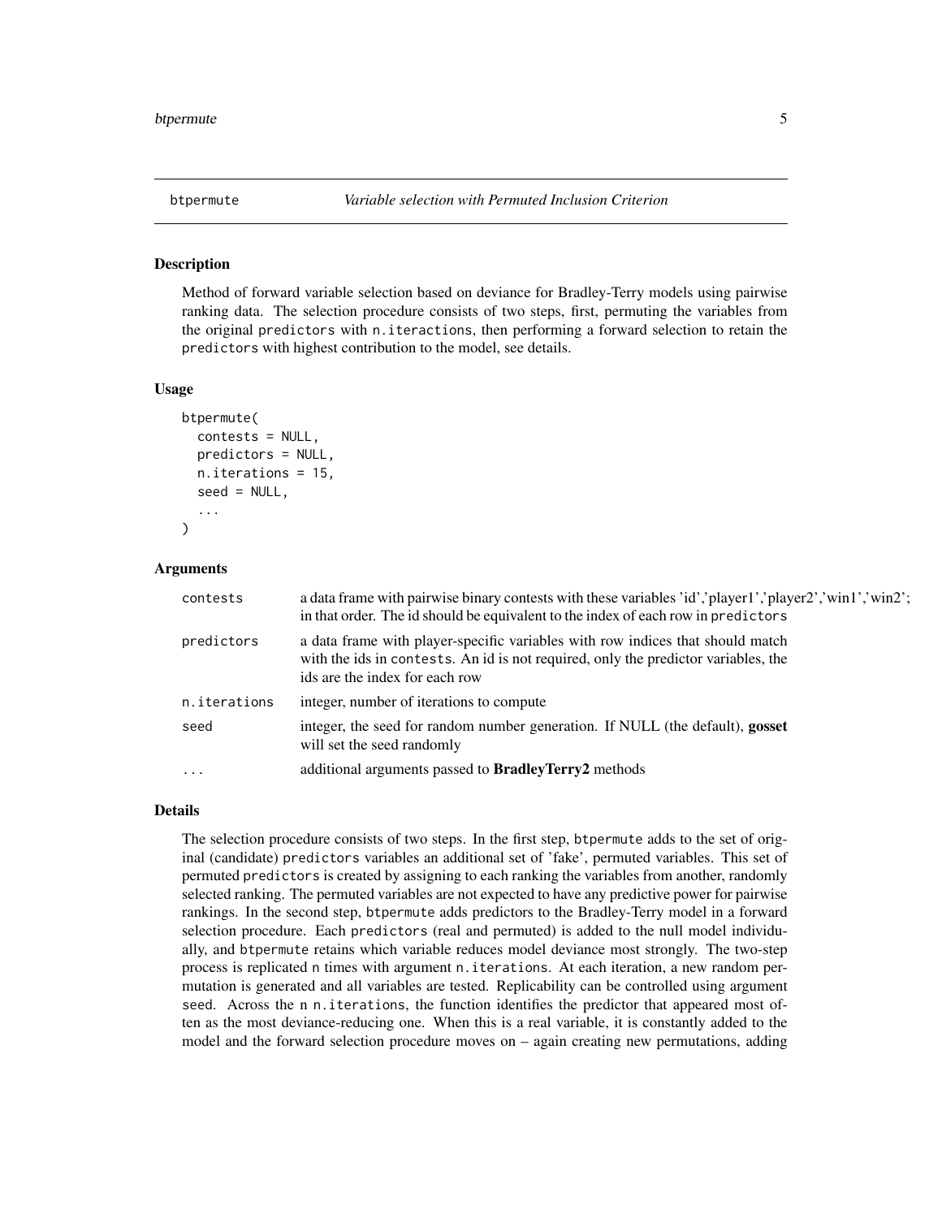## btpermute — *Variable selection with Permuted Inclusion Criterion*

### Description

Method of forward variable selection based on deviance for Bradley-Terry models using pairwise ranking data. The selection procedure consists of two steps, first, permuting the variables from the original `predictors` with `n.iteractions`, then performing a forward selection to retain the `predictors` with highest contribution to the model, see details.

### Usage

```
btpermute(
  contests = NULL,
  predictors = NULL,
  n.iterations = 15,
  seed = NULL,
  ...
)
```

### Arguments

| | |
|---|---|
| `contests` | a data frame with pairwise binary contests with these variables 'id','player1','player2','win1','win2'; in that order. The id should be equivalent to the index of each row in `predictors` |
| `predictors` | a data frame with player-specific variables with row indices that should match with the ids in `contests`. An id is not required, only the predictor variables, the ids are the index for each row |
| `n.iterations` | integer, number of iterations to compute |
| `seed` | integer, the seed for random number generation. If NULL (the default), **gosset** will set the seed randomly |
| `...` | additional arguments passed to **BradleyTerry2** methods |

### Details

The selection procedure consists of two steps. In the first step, `btpermute` adds to the set of original (candidate) `predictors` variables an additional set of 'fake', permuted variables. This set of permuted `predictors` is created by assigning to each ranking the variables from another, randomly selected ranking. The permuted variables are not expected to have any predictive power for pairwise rankings. In the second step, `btpermute` adds predictors to the Bradley-Terry model in a forward selection procedure. Each `predictors` (real and permuted) is added to the null model individually, and `btpermute` retains which variable reduces model deviance most strongly. The two-step process is replicated n times with argument `n.iterations`. At each iteration, a new random permutation is generated and all variables are tested. Replicability can be controlled using argument `seed`. Across the n `n.iterations`, the function identifies the predictor that appeared most often as the most deviance-reducing one. When this is a real variable, it is constantly added to the model and the forward selection procedure moves on – again creating new permutations, adding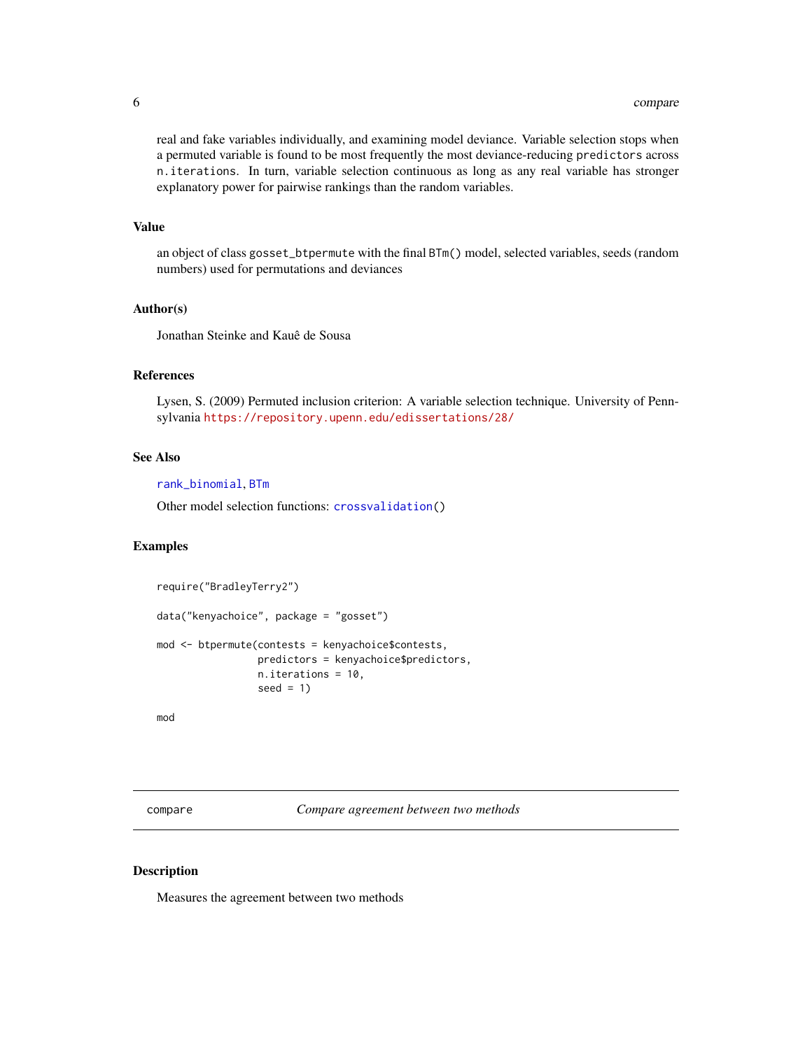real and fake variables individually, and examining model deviance. Variable selection stops when a permuted variable is found to be most frequently the most deviance-reducing `predictors` across `n.iterations`. In turn, variable selection continuous as long as any real variable has stronger explanatory power for pairwise rankings than the random variables.

### Value

an object of class `gosset_btpermute` with the final `BTm()` model, selected variables, seeds (random numbers) used for permutations and deviances

### Author(s)

Jonathan Steinke and Kauê de Sousa

### References

Lysen, S. (2009) Permuted inclusion criterion: A variable selection technique. University of Pennsylvania https://repository.upenn.edu/edissertations/28/

### See Also

`rank_binomial`, `BTm`

Other model selection functions: `crossvalidation()`

### Examples

```
require("BradleyTerry2")

data("kenyachoice", package = "gosset")

mod <- btpermute(contests = kenyachoice$contests,
                 predictors = kenyachoice$predictors,
                 n.iterations = 10,
                 seed = 1)

mod
```

---

## compare *Compare agreement between two methods*

### Description

Measures the agreement between two methods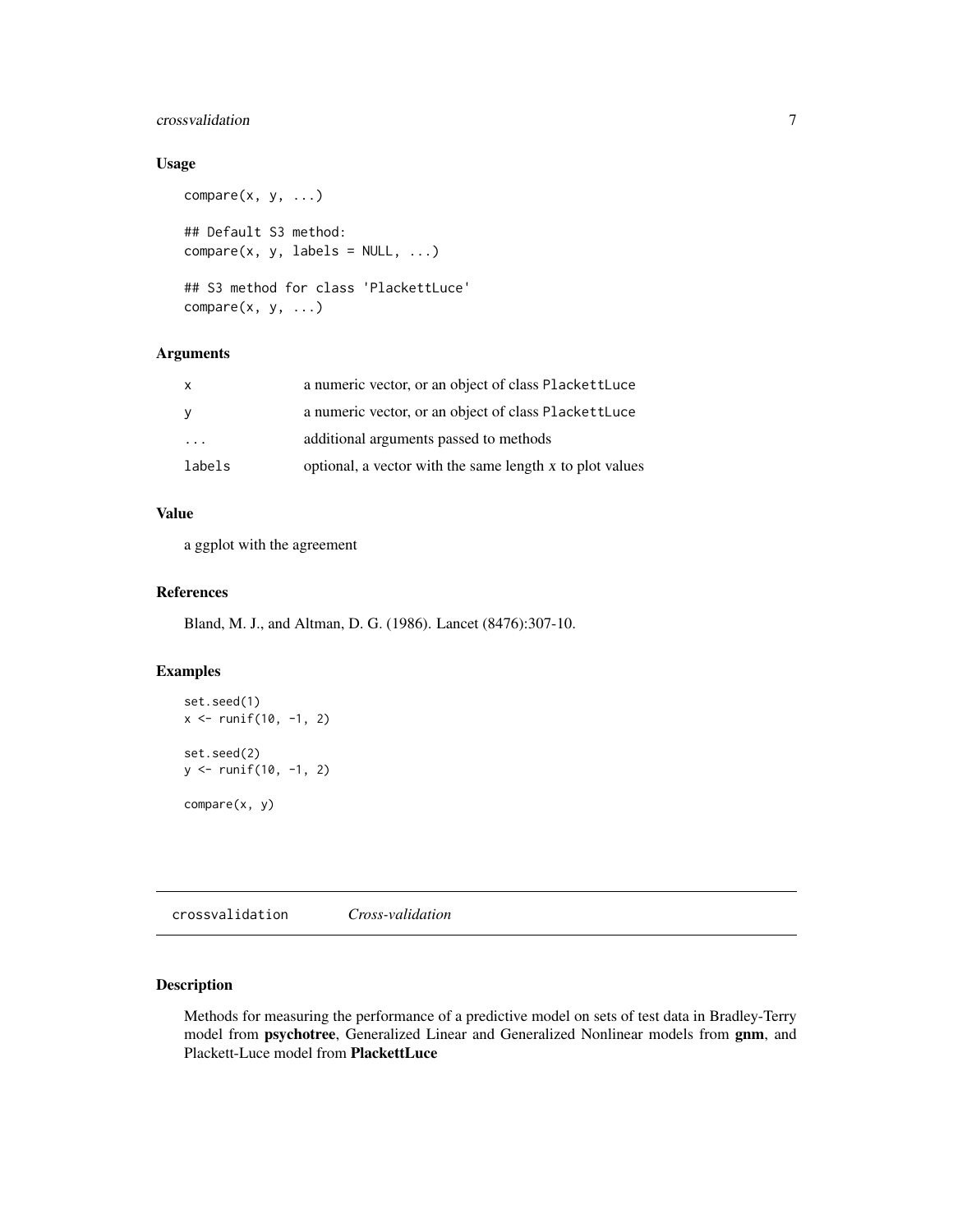## Usage

```
compare(x, y, ...)

## Default S3 method:
compare(x, y, labels = NULL, ...)

## S3 method for class 'PlackettLuce'
compare(x, y, ...)
```

## Arguments

| | |
|---|---|
| `x` | a numeric vector, or an object of class `PlackettLuce` |
| `y` | a numeric vector, or an object of class `PlackettLuce` |
| `...` | additional arguments passed to methods |
| `labels` | optional, a vector with the same length *x* to plot values |

## Value

a ggplot with the agreement

## References

Bland, M. J., and Altman, D. G. (1986). Lancet (8476):307-10.

## Examples

```
set.seed(1)
x <- runif(10, -1, 2)

set.seed(2)
y <- runif(10, -1, 2)

compare(x, y)
```

---

# `crossvalidation` *Cross-validation*

## Description

Methods for measuring the performance of a predictive model on sets of test data in Bradley-Terry model from **psychotree**, Generalized Linear and Generalized Nonlinear models from **gnm**, and Plackett-Luce model from **PlackettLuce**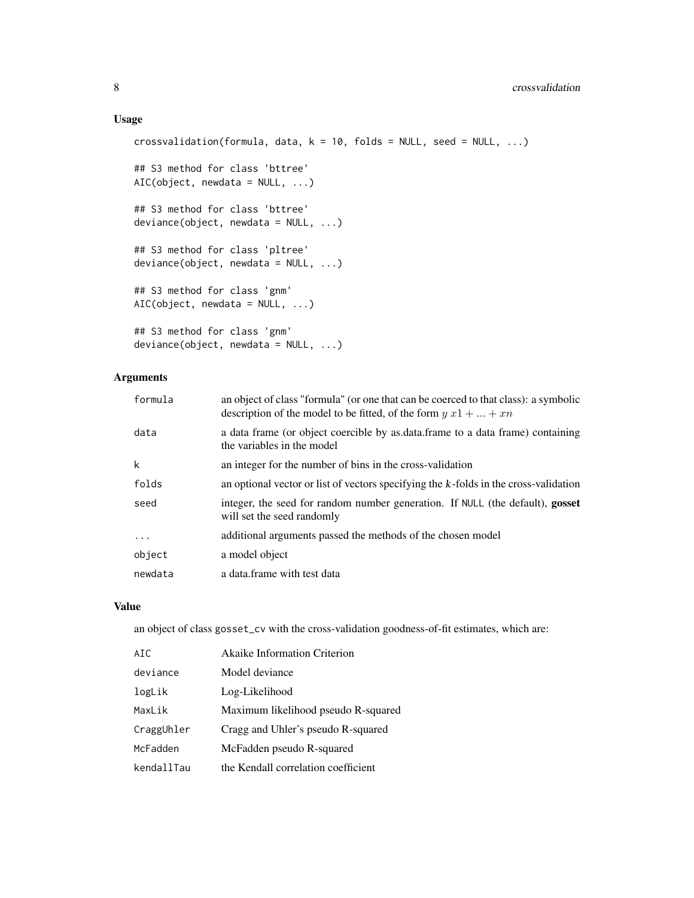## Usage

```
crossvalidation(formula, data, k = 10, folds = NULL, seed = NULL, ...)

## S3 method for class 'bttree'
AIC(object, newdata = NULL, ...)

## S3 method for class 'bttree'
deviance(object, newdata = NULL, ...)

## S3 method for class 'pltree'
deviance(object, newdata = NULL, ...)

## S3 method for class 'gnm'
AIC(object, newdata = NULL, ...)

## S3 method for class 'gnm'
deviance(object, newdata = NULL, ...)
```

## Arguments

| | |
|---|---|
| `formula` | an object of class "formula" (or one that can be coerced to that class): a symbolic description of the model to be fitted, of the form $y\ x1 + ... + xn$ |
| `data` | a data frame (or object coercible by as.data.frame to a data frame) containing the variables in the model |
| `k` | an integer for the number of bins in the cross-validation |
| `folds` | an optional vector or list of vectors specifying the $k$-folds in the cross-validation |
| `seed` | integer, the seed for random number generation. If `NULL` (the default), **gosset** will set the seed randomly |
| `...` | additional arguments passed the methods of the chosen model |
| `object` | a model object |
| `newdata` | a data.frame with test data |

## Value

an object of class `gosset_cv` with the cross-validation goodness-of-fit estimates, which are:

| | |
|---|---|
| `AIC` | Akaike Information Criterion |
| `deviance` | Model deviance |
| `logLik` | Log-Likelihood |
| `MaxLik` | Maximum likelihood pseudo R-squared |
| `CraggUhler` | Cragg and Uhler's pseudo R-squared |
| `McFadden` | McFadden pseudo R-squared |
| `kendallTau` | the Kendall correlation coefficient |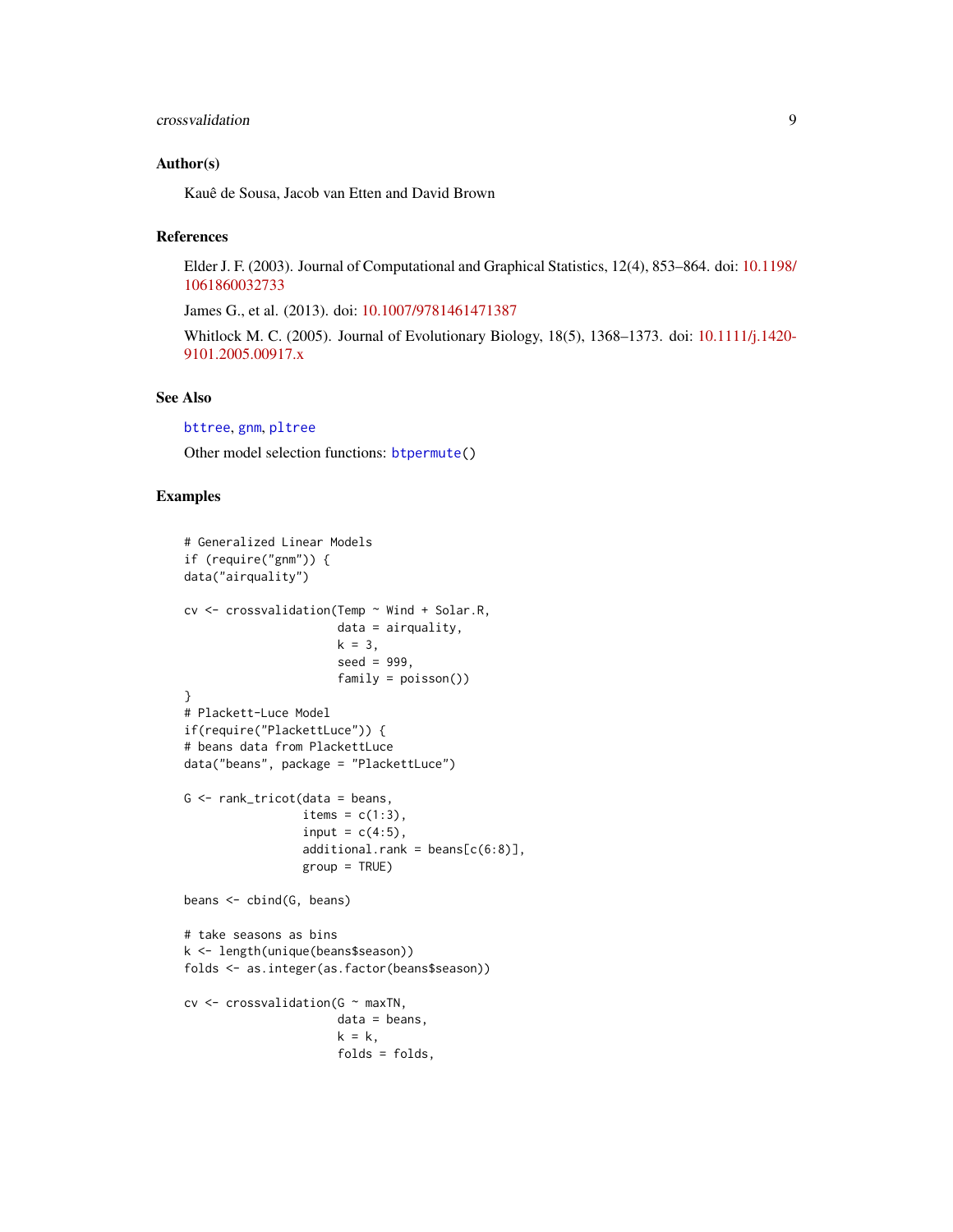## Author(s)

Kauê de Sousa, Jacob van Etten and David Brown

## References

Elder J. F. (2003). Journal of Computational and Graphical Statistics, 12(4), 853–864. doi: 10.1198/1061860032733

James G., et al. (2013). doi: 10.1007/9781461471387

Whitlock M. C. (2005). Journal of Evolutionary Biology, 18(5), 1368–1373. doi: 10.1111/j.1420-9101.2005.00917.x

## See Also

bttree, gnm, pltree

Other model selection functions: btpermute()

## Examples

```
# Generalized Linear Models
if (require("gnm")) {
data("airquality")

cv <- crossvalidation(Temp ~ Wind + Solar.R,
                      data = airquality,
                      k = 3,
                      seed = 999,
                      family = poisson())
}
# Plackett-Luce Model
if(require("PlackettLuce")) {
# beans data from PlackettLuce
data("beans", package = "PlackettLuce")

G <- rank_tricot(data = beans,
                 items = c(1:3),
                 input = c(4:5),
                 additional.rank = beans[c(6:8)],
                 group = TRUE)

beans <- cbind(G, beans)

# take seasons as bins
k <- length(unique(beans$season))
folds <- as.integer(as.factor(beans$season))

cv <- crossvalidation(G ~ maxTN,
                      data = beans,
                      k = k,
                      folds = folds,
```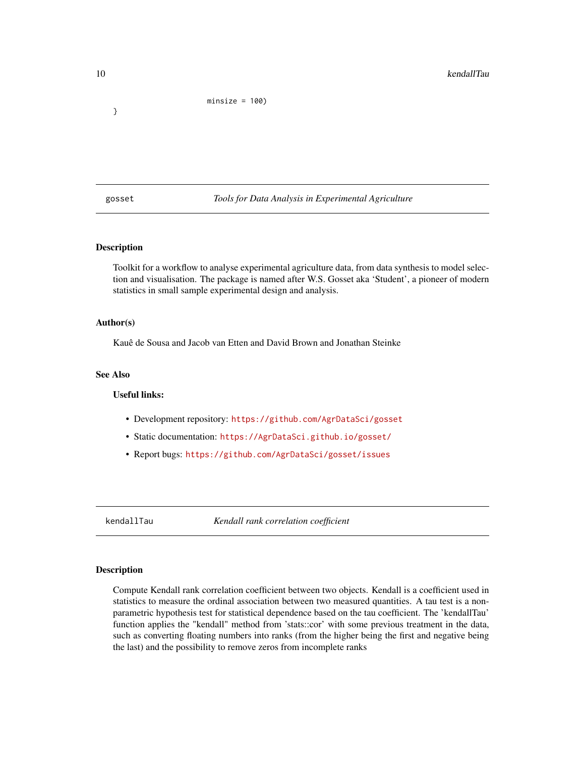```
                  minsize = 100)
}
```

---

## gosset — *Tools for Data Analysis in Experimental Agriculture*

### Description

Toolkit for a workflow to analyse experimental agriculture data, from data synthesis to model selection and visualisation. The package is named after W.S. Gosset aka 'Student', a pioneer of modern statistics in small sample experimental design and analysis.

### Author(s)

Kauê de Sousa and Jacob van Etten and David Brown and Jonathan Steinke

### See Also

**Useful links:**

- Development repository: https://github.com/AgrDataSci/gosset
- Static documentation: https://AgrDataSci.github.io/gosset/
- Report bugs: https://github.com/AgrDataSci/gosset/issues

---

## kendallTau — *Kendall rank correlation coefficient*

### Description

Compute Kendall rank correlation coefficient between two objects. Kendall is a coefficient used in statistics to measure the ordinal association between two measured quantities. A tau test is a non-parametric hypothesis test for statistical dependence based on the tau coefficient. The 'kendallTau' function applies the "kendall" method from 'stats::cor' with some previous treatment in the data, such as converting floating numbers into ranks (from the higher being the first and negative being the last) and the possibility to remove zeros from incomplete ranks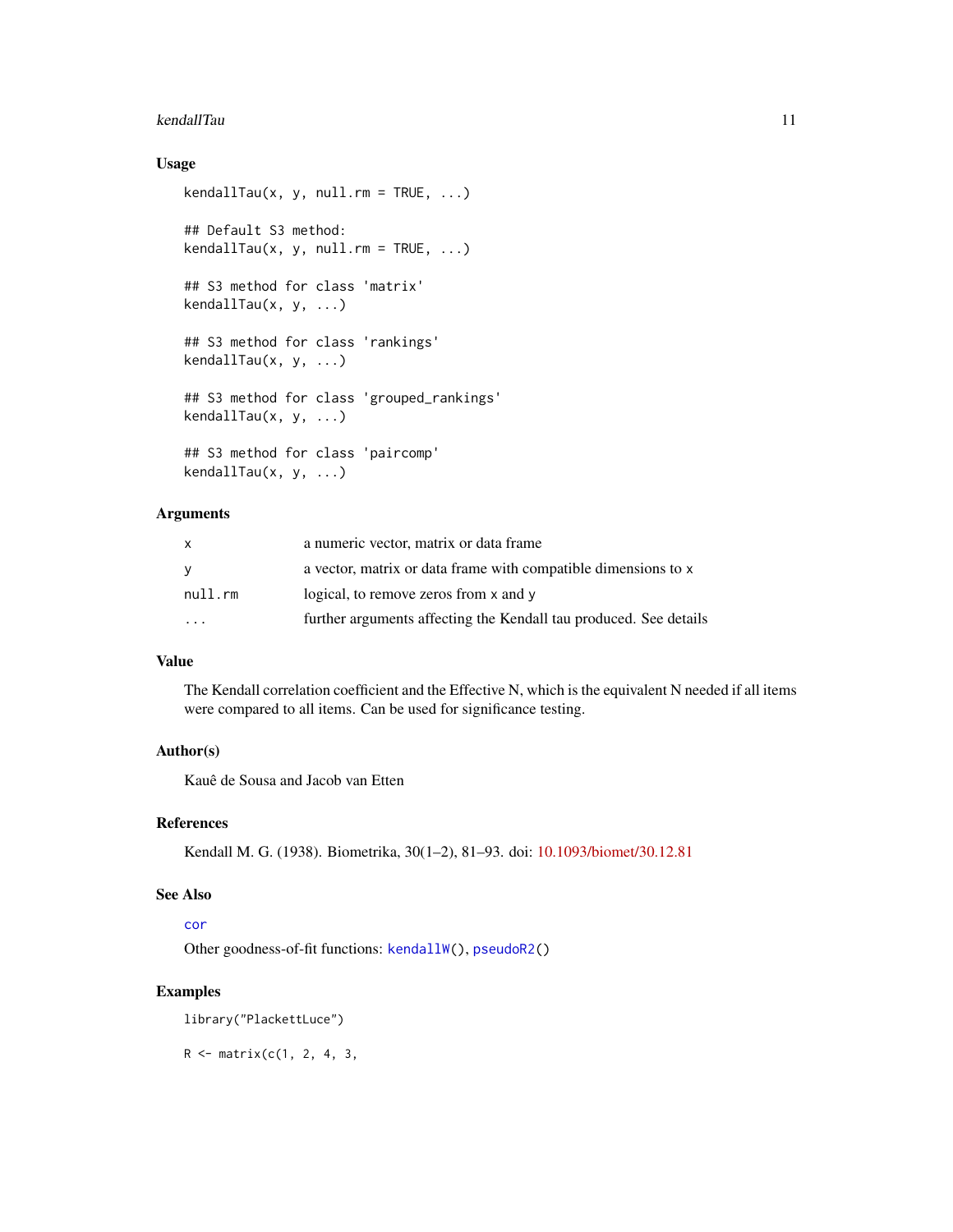### Usage

```
kendallTau(x, y, null.rm = TRUE, ...)

## Default S3 method:
kendallTau(x, y, null.rm = TRUE, ...)

## S3 method for class 'matrix'
kendallTau(x, y, ...)

## S3 method for class 'rankings'
kendallTau(x, y, ...)

## S3 method for class 'grouped_rankings'
kendallTau(x, y, ...)

## S3 method for class 'paircomp'
kendallTau(x, y, ...)
```

### Arguments

| | |
|---|---|
| x | a numeric vector, matrix or data frame |
| y | a vector, matrix or data frame with compatible dimensions to x |
| null.rm | logical, to remove zeros from x and y |
| ... | further arguments affecting the Kendall tau produced. See details |

### Value

The Kendall correlation coefficient and the Effective N, which is the equivalent N needed if all items were compared to all items. Can be used for significance testing.

### Author(s)

Kauê de Sousa and Jacob van Etten

### References

Kendall M. G. (1938). Biometrika, 30(1–2), 81–93. doi: 10.1093/biomet/30.12.81

### See Also

cor

Other goodness-of-fit functions: kendallW(), pseudoR2()

### Examples

```
library("PlackettLuce")

R <- matrix(c(1, 2, 4, 3,
```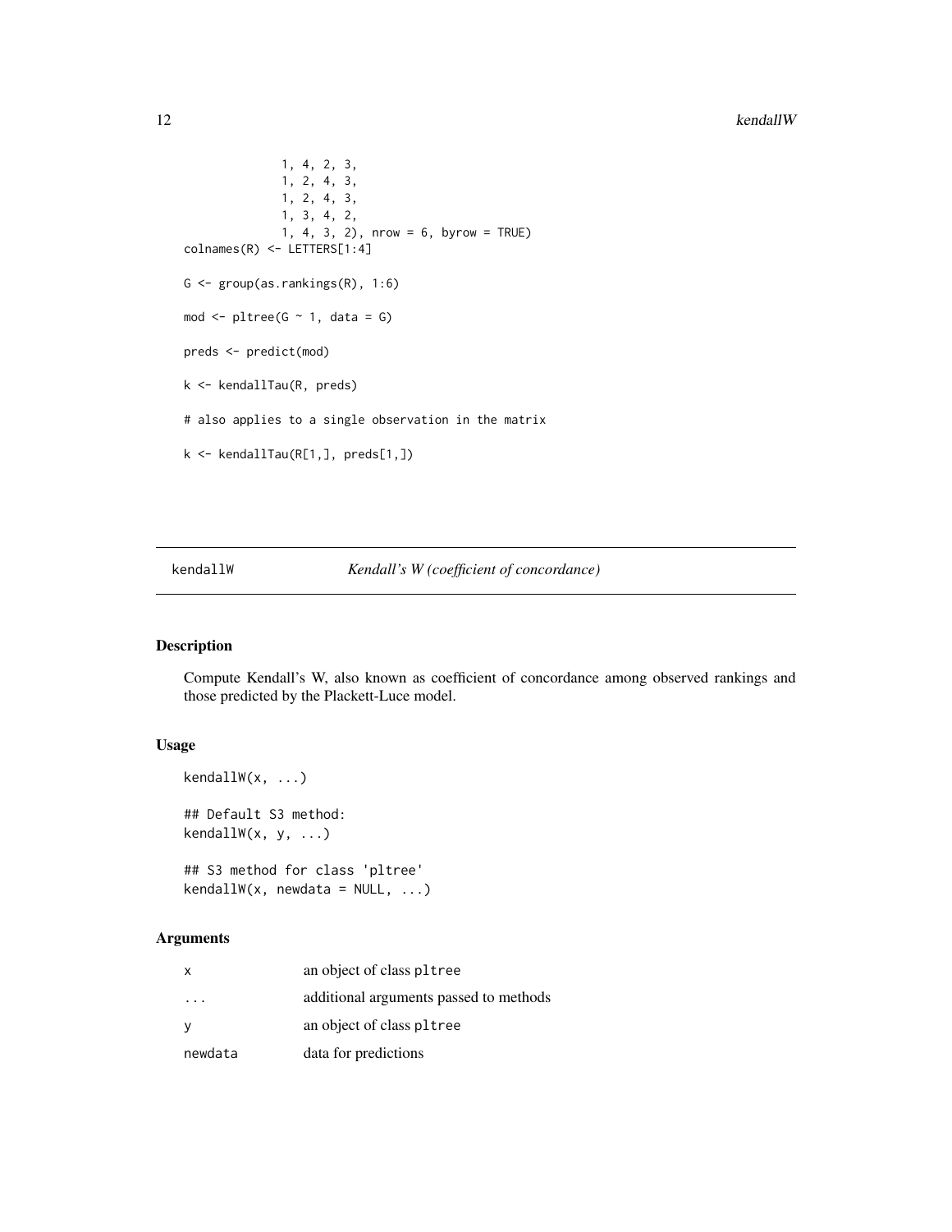```
              1, 4, 2, 3,
              1, 2, 4, 3,
              1, 2, 4, 3,
              1, 3, 4, 2,
              1, 4, 3, 2), nrow = 6, byrow = TRUE)
colnames(R) <- LETTERS[1:4]

G <- group(as.rankings(R), 1:6)

mod <- pltree(G ~ 1, data = G)

preds <- predict(mod)

k <- kendallTau(R, preds)

# also applies to a single observation in the matrix

k <- kendallTau(R[1,], preds[1,])
```

## kendallW — *Kendall's W (coefficient of concordance)*

### Description

Compute Kendall's W, also known as coefficient of concordance among observed rankings and those predicted by the Plackett-Luce model.

### Usage

```
kendallW(x, ...)

## Default S3 method:
kendallW(x, y, ...)

## S3 method for class 'pltree'
kendallW(x, newdata = NULL, ...)
```

### Arguments

| | |
|---|---|
| x | an object of class pltree |
| ... | additional arguments passed to methods |
| y | an object of class pltree |
| newdata | data for predictions |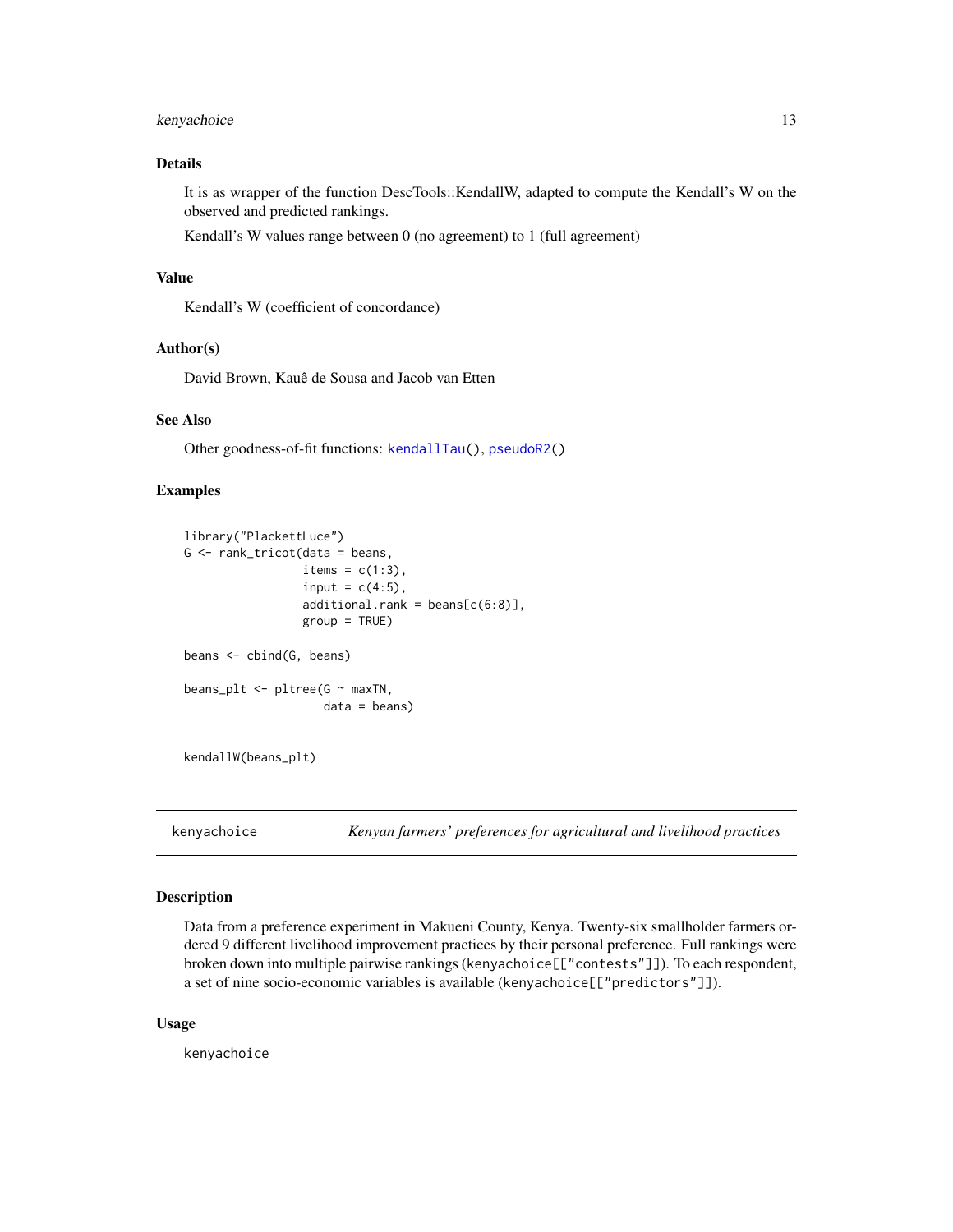## Details

It is as wrapper of the function DescTools::KendallW, adapted to compute the Kendall's W on the observed and predicted rankings.

Kendall's W values range between 0 (no agreement) to 1 (full agreement)

## Value

Kendall's W (coefficient of concordance)

## Author(s)

David Brown, Kauê de Sousa and Jacob van Etten

## See Also

Other goodness-of-fit functions: kendallTau(), pseudoR2()

## Examples

```
library("PlackettLuce")
G <- rank_tricot(data = beans,
                 items = c(1:3),
                 input = c(4:5),
                 additional.rank = beans[c(6:8)],
                 group = TRUE)

beans <- cbind(G, beans)

beans_plt <- pltree(G ~ maxTN,
                    data = beans)


kendallW(beans_plt)
```

---

# kenyachoice — *Kenyan farmers' preferences for agricultural and livelihood practices*

## Description

Data from a preference experiment in Makueni County, Kenya. Twenty-six smallholder farmers ordered 9 different livelihood improvement practices by their personal preference. Full rankings were broken down into multiple pairwise rankings (kenyachoice[["contests"]]). To each respondent, a set of nine socio-economic variables is available (kenyachoice[["predictors"]]).

## Usage

kenyachoice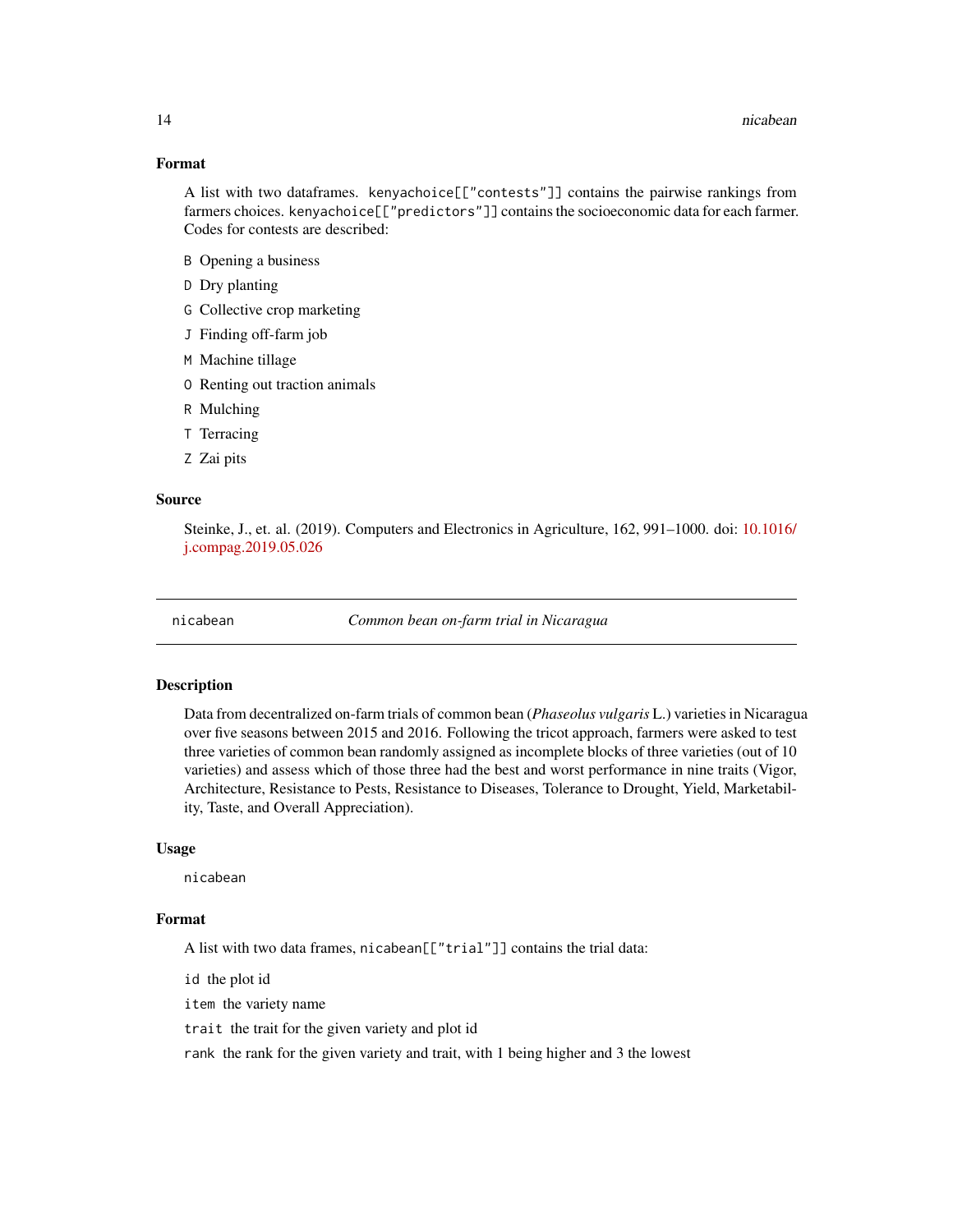### Format

A list with two dataframes. `kenyachoice[["contests"]]` contains the pairwise rankings from farmers choices. `kenyachoice[["predictors"]]` contains the socioeconomic data for each farmer. Codes for contests are described:

- `B` Opening a business
- `D` Dry planting
- `G` Collective crop marketing
- `J` Finding off-farm job
- `M` Machine tillage
- `O` Renting out traction animals
- `R` Mulching
- `T` Terracing
- `Z` Zai pits

### Source

Steinke, J., et. al. (2019). Computers and Electronics in Agriculture, 162, 991–1000. doi: 10.1016/j.compag.2019.05.026

---

## nicabean — *Common bean on-farm trial in Nicaragua*

### Description

Data from decentralized on-farm trials of common bean (*Phaseolus vulgaris* L.) varieties in Nicaragua over five seasons between 2015 and 2016. Following the tricot approach, farmers were asked to test three varieties of common bean randomly assigned as incomplete blocks of three varieties (out of 10 varieties) and assess which of those three had the best and worst performance in nine traits (Vigor, Architecture, Resistance to Pests, Resistance to Diseases, Tolerance to Drought, Yield, Marketability, Taste, and Overall Appreciation).

### Usage

```
nicabean
```

### Format

A list with two data frames, `nicabean[["trial"]]` contains the trial data:

- `id` the plot id
- `item` the variety name
- `trait` the trait for the given variety and plot id
- `rank` the rank for the given variety and trait, with 1 being higher and 3 the lowest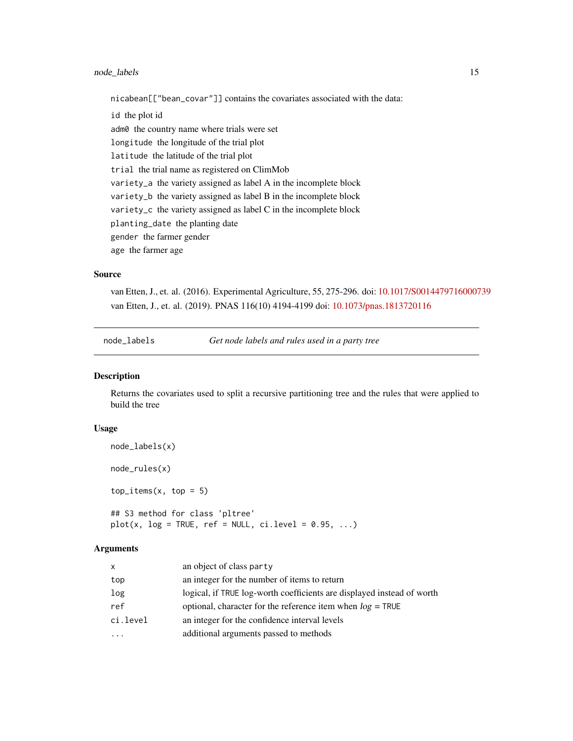`nicabean[["bean_covar"]]` contains the covariates associated with the data:

- `id` the plot id
- `adm0` the country name where trials were set
- `longitude` the longitude of the trial plot
- `latitude` the latitude of the trial plot
- `trial` the trial name as registered on ClimMob
- `variety_a` the variety assigned as label A in the incomplete block
- `variety_b` the variety assigned as label B in the incomplete block
- `variety_c` the variety assigned as label C in the incomplete block
- `planting_date` the planting date
- `gender` the farmer gender
- `age` the farmer age

### Source

van Etten, J., et. al. (2016). Experimental Agriculture, 55, 275-296. doi: 10.1017/S0014479716000739

van Etten, J., et. al. (2019). PNAS 116(10) 4194-4199 doi: 10.1073/pnas.1813720116

---

## node_labels — *Get node labels and rules used in a party tree*

### Description

Returns the covariates used to split a recursive partitioning tree and the rules that were applied to build the tree

### Usage

```
node_labels(x)

node_rules(x)

top_items(x, top = 5)

## S3 method for class 'pltree'
plot(x, log = TRUE, ref = NULL, ci.level = 0.95, ...)
```

### Arguments

| | |
|---|---|
| `x` | an object of class `party` |
| `top` | an integer for the number of items to return |
| `log` | logical, if `TRUE` log-worth coefficients are displayed instead of worth |
| `ref` | optional, character for the reference item when *log* = `TRUE` |
| `ci.level` | an integer for the confidence interval levels |
| `...` | additional arguments passed to methods |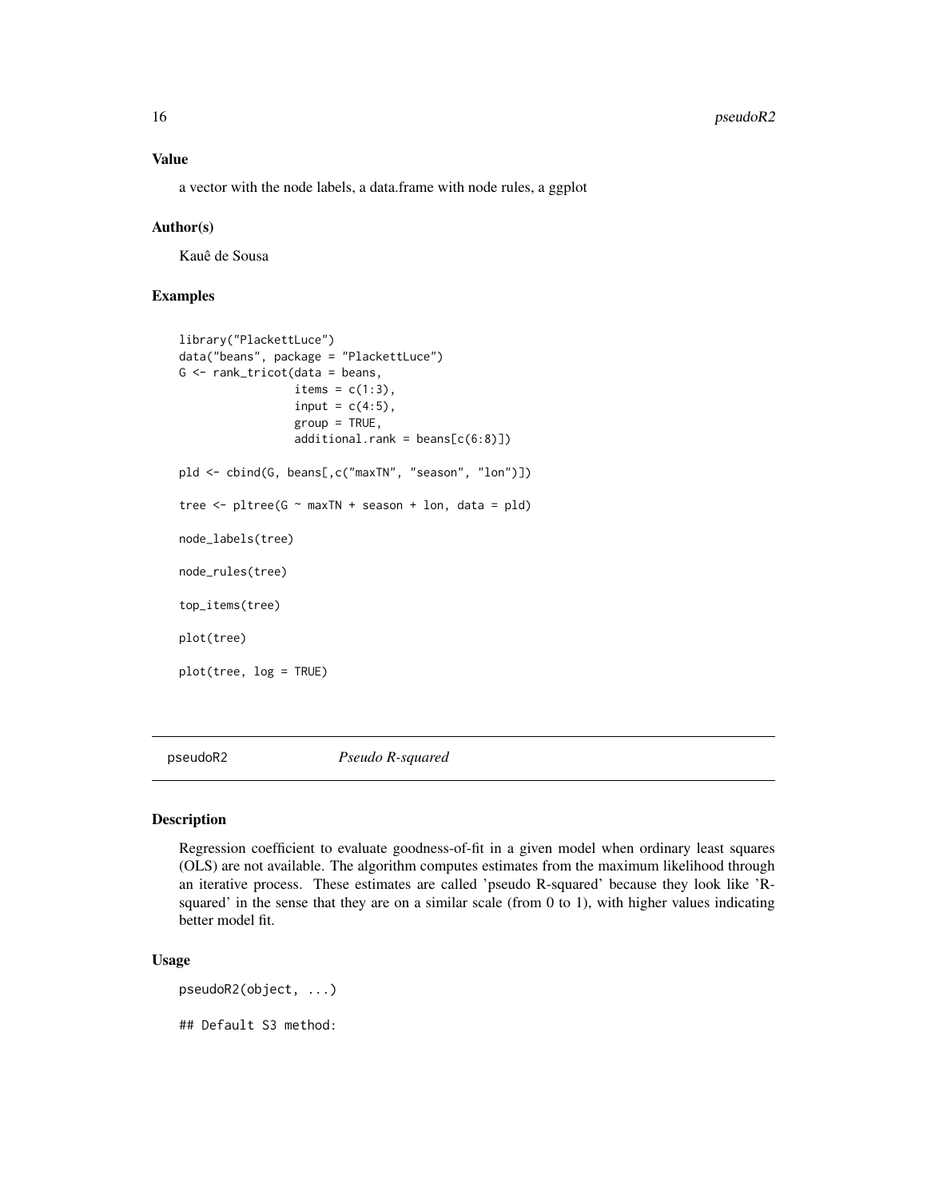### Value

a vector with the node labels, a data.frame with node rules, a ggplot

### Author(s)

Kauê de Sousa

### Examples

```
library("PlackettLuce")
data("beans", package = "PlackettLuce")
G <- rank_tricot(data = beans,
                 items = c(1:3),
                 input = c(4:5),
                 group = TRUE,
                 additional.rank = beans[c(6:8)])

pld <- cbind(G, beans[,c("maxTN", "season", "lon")])

tree <- pltree(G ~ maxTN + season + lon, data = pld)

node_labels(tree)

node_rules(tree)

top_items(tree)

plot(tree)

plot(tree, log = TRUE)
```

---

## pseudoR2 *Pseudo R-squared*

### Description

Regression coefficient to evaluate goodness-of-fit in a given model when ordinary least squares (OLS) are not available. The algorithm computes estimates from the maximum likelihood through an iterative process. These estimates are called 'pseudo R-squared' because they look like 'R-squared' in the sense that they are on a similar scale (from 0 to 1), with higher values indicating better model fit.

### Usage

```
pseudoR2(object, ...)

## Default S3 method:
```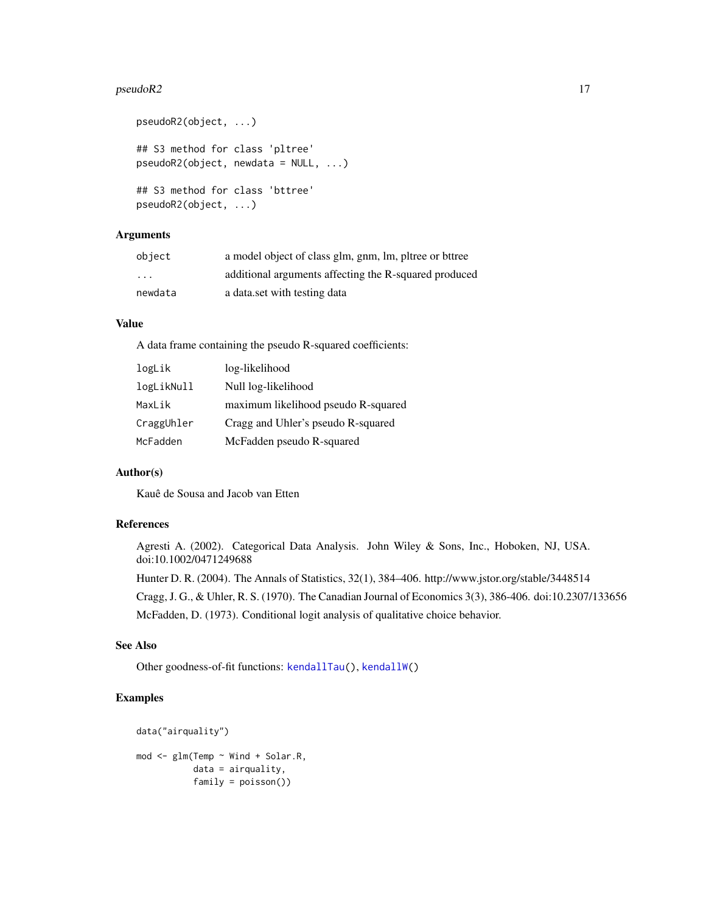```
pseudoR2(object, ...)

## S3 method for class 'pltree'
pseudoR2(object, newdata = NULL, ...)

## S3 method for class 'bttree'
pseudoR2(object, ...)
```

## Arguments

| | |
|---|---|
| `object` | a model object of class glm, gnm, lm, pltree or bttree |
| `...` | additional arguments affecting the R-squared produced |
| `newdata` | a data.set with testing data |

## Value

A data frame containing the pseudo R-squared coefficients:

| | |
|---|---|
| `logLik` | log-likelihood |
| `logLikNull` | Null log-likelihood |
| `MaxLik` | maximum likelihood pseudo R-squared |
| `CraggUhler` | Cragg and Uhler's pseudo R-squared |
| `McFadden` | McFadden pseudo R-squared |

## Author(s)

Kauê de Sousa and Jacob van Etten

## References

Agresti A. (2002). Categorical Data Analysis. John Wiley & Sons, Inc., Hoboken, NJ, USA. doi:10.1002/0471249688

Hunter D. R. (2004). The Annals of Statistics, 32(1), 384–406. http://www.jstor.org/stable/3448514

Cragg, J. G., & Uhler, R. S. (1970). The Canadian Journal of Economics 3(3), 386-406. doi:10.2307/133656

McFadden, D. (1973). Conditional logit analysis of qualitative choice behavior.

## See Also

Other goodness-of-fit functions: `kendallTau()`, `kendallW()`

## Examples

```
data("airquality")

mod <- glm(Temp ~ Wind + Solar.R,
           data = airquality,
           family = poisson())
```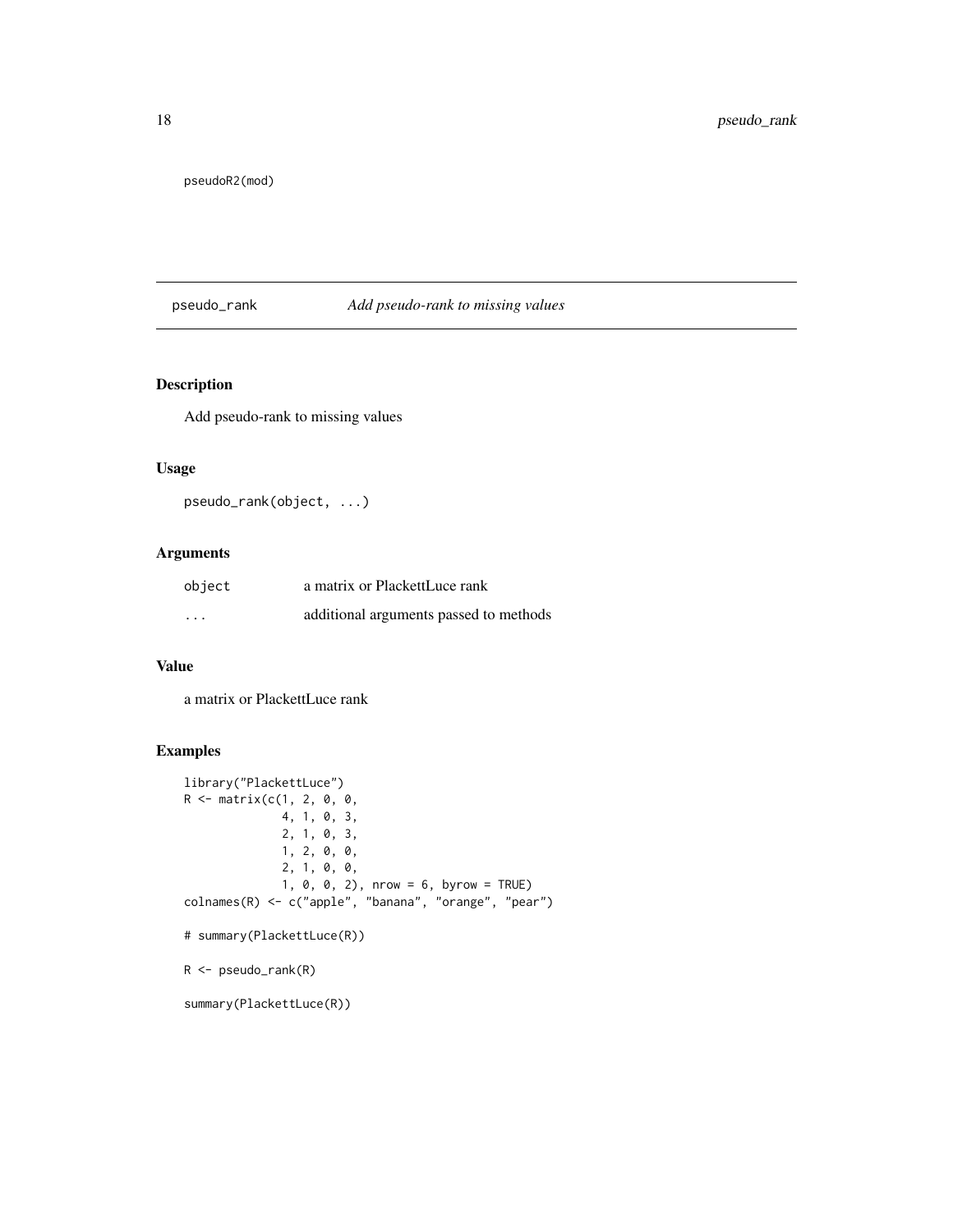```
pseudoR2(mod)
```

## pseudo_rank *Add pseudo-rank to missing values*

### Description

Add pseudo-rank to missing values

### Usage

```
pseudo_rank(object, ...)
```

### Arguments

| | |
|---|---|
| `object` | a matrix or PlackettLuce rank |
| `...` | additional arguments passed to methods |

### Value

a matrix or PlackettLuce rank

### Examples

```
library("PlackettLuce")
R <- matrix(c(1, 2, 0, 0,
              4, 1, 0, 3,
              2, 1, 0, 3,
              1, 2, 0, 0,
              2, 1, 0, 0,
              1, 0, 0, 2), nrow = 6, byrow = TRUE)
colnames(R) <- c("apple", "banana", "orange", "pear")

# summary(PlackettLuce(R))

R <- pseudo_rank(R)

summary(PlackettLuce(R))
```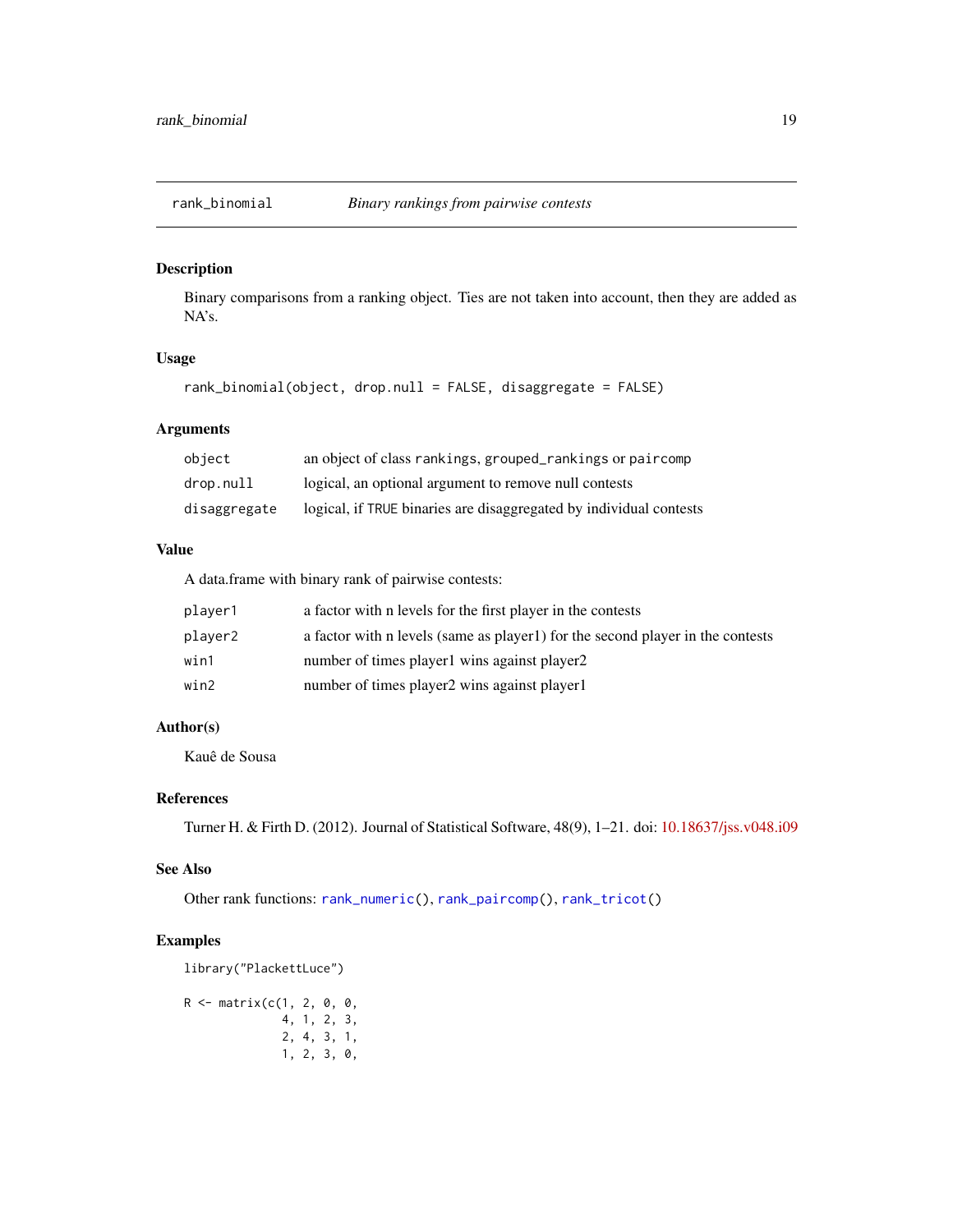## rank_binomial *Binary rankings from pairwise contests*

### Description

Binary comparisons from a ranking object. Ties are not taken into account, then they are added as NA's.

### Usage

```
rank_binomial(object, drop.null = FALSE, disaggregate = FALSE)
```

### Arguments

| | |
|---|---|
| object | an object of class rankings, grouped_rankings or paircomp |
| drop.null | logical, an optional argument to remove null contests |
| disaggregate | logical, if TRUE binaries are disaggregated by individual contests |

### Value

A data.frame with binary rank of pairwise contests:

| | |
|---|---|
| player1 | a factor with n levels for the first player in the contests |
| player2 | a factor with n levels (same as player1) for the second player in the contests |
| win1 | number of times player1 wins against player2 |
| win2 | number of times player2 wins against player1 |

### Author(s)

Kauê de Sousa

### References

Turner H. & Firth D. (2012). Journal of Statistical Software, 48(9), 1–21. doi: 10.18637/jss.v048.i09

### See Also

Other rank functions: rank_numeric(), rank_paircomp(), rank_tricot()

### Examples

```
library("PlackettLuce")

R <- matrix(c(1, 2, 0, 0,
              4, 1, 2, 3,
              2, 4, 3, 1,
              1, 2, 3, 0,
```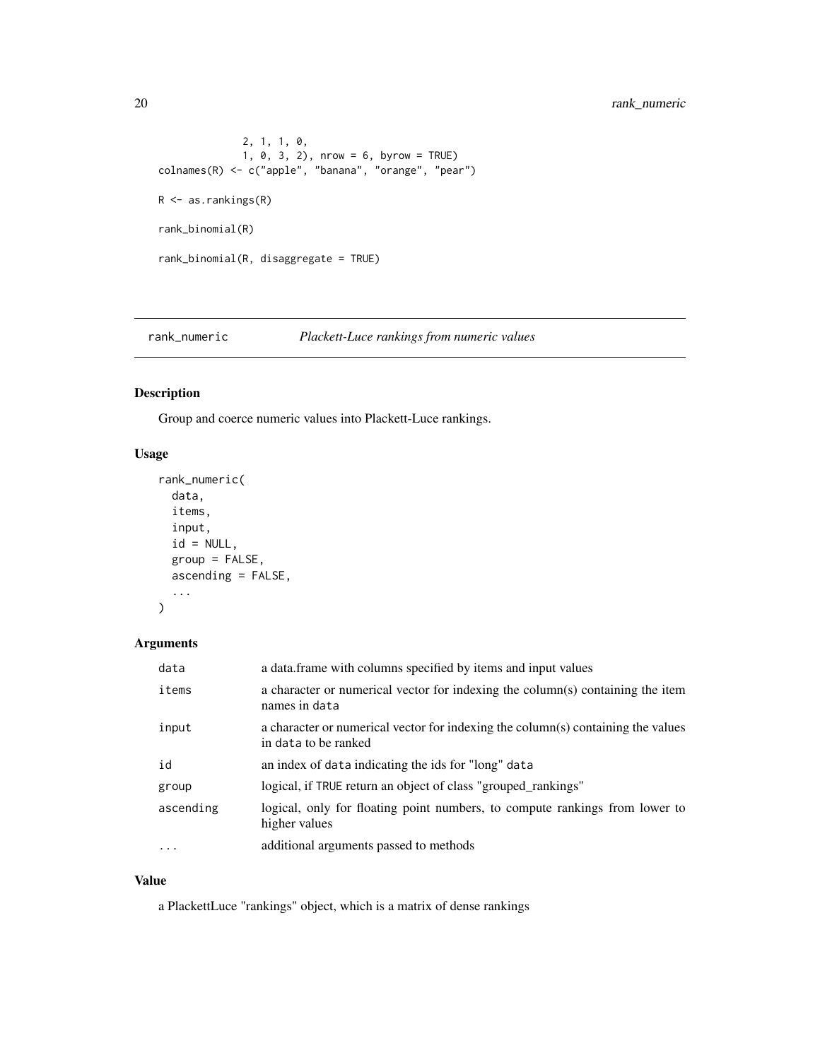```
              2, 1, 1, 0,
              1, 0, 3, 2), nrow = 6, byrow = TRUE)
colnames(R) <- c("apple", "banana", "orange", "pear")

R <- as.rankings(R)

rank_binomial(R)

rank_binomial(R, disaggregate = TRUE)
```

---

## rank_numeric &nbsp;&nbsp;&nbsp;&nbsp; *Plackett-Luce rankings from numeric values*

---

### Description

Group and coerce numeric values into Plackett-Luce rankings.

### Usage

```
rank_numeric(
  data,
  items,
  input,
  id = NULL,
  group = FALSE,
  ascending = FALSE,
  ...
)
```

### Arguments

| | |
|---|---|
| `data` | a data.frame with columns specified by items and input values |
| `items` | a character or numerical vector for indexing the column(s) containing the item names in `data` |
| `input` | a character or numerical vector for indexing the column(s) containing the values in `data` to be ranked |
| `id` | an index of `data` indicating the ids for "long" `data` |
| `group` | logical, if `TRUE` return an object of class "grouped_rankings" |
| `ascending` | logical, only for floating point numbers, to compute rankings from lower to higher values |
| `...` | additional arguments passed to methods |

### Value

a PlackettLuce "rankings" object, which is a matrix of dense rankings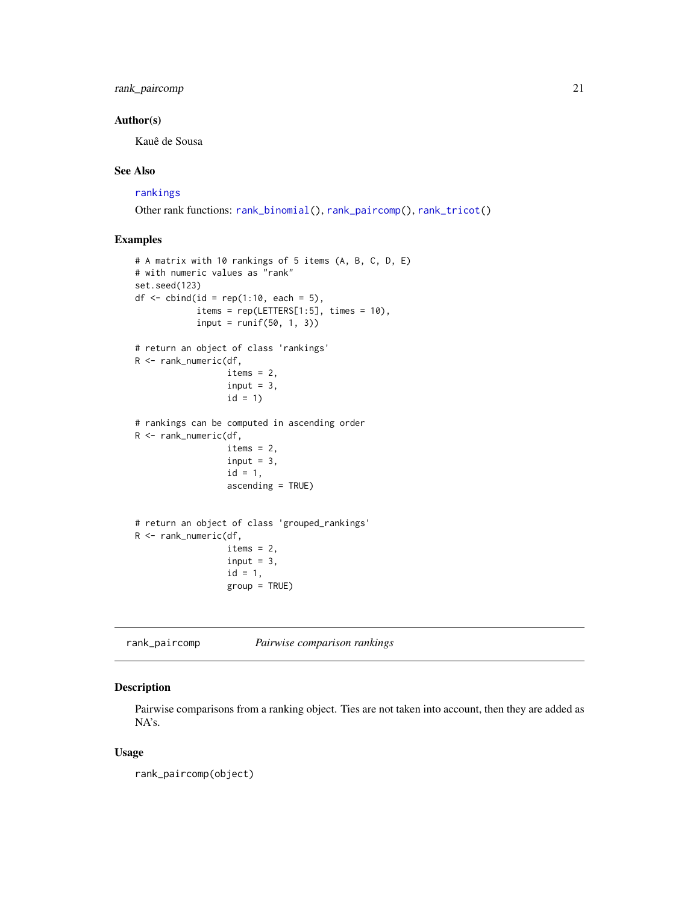### Author(s)

Kauê de Sousa

### See Also

rankings

Other rank functions: rank_binomial(), rank_paircomp(), rank_tricot()

### Examples

```
# A matrix with 10 rankings of 5 items (A, B, C, D, E)
# with numeric values as "rank"
set.seed(123)
df <- cbind(id = rep(1:10, each = 5),
            items = rep(LETTERS[1:5], times = 10),
            input = runif(50, 1, 3))

# return an object of class 'rankings'
R <- rank_numeric(df,
                  items = 2,
                  input = 3,
                  id = 1)

# rankings can be computed in ascending order
R <- rank_numeric(df,
                  items = 2,
                  input = 3,
                  id = 1,
                  ascending = TRUE)


# return an object of class 'grouped_rankings'
R <- rank_numeric(df,
                  items = 2,
                  input = 3,
                  id = 1,
                  group = TRUE)
```

## rank_paircomp &nbsp;&nbsp;&nbsp;&nbsp; *Pairwise comparison rankings*

### Description

Pairwise comparisons from a ranking object. Ties are not taken into account, then they are added as NA's.

### Usage

```
rank_paircomp(object)
```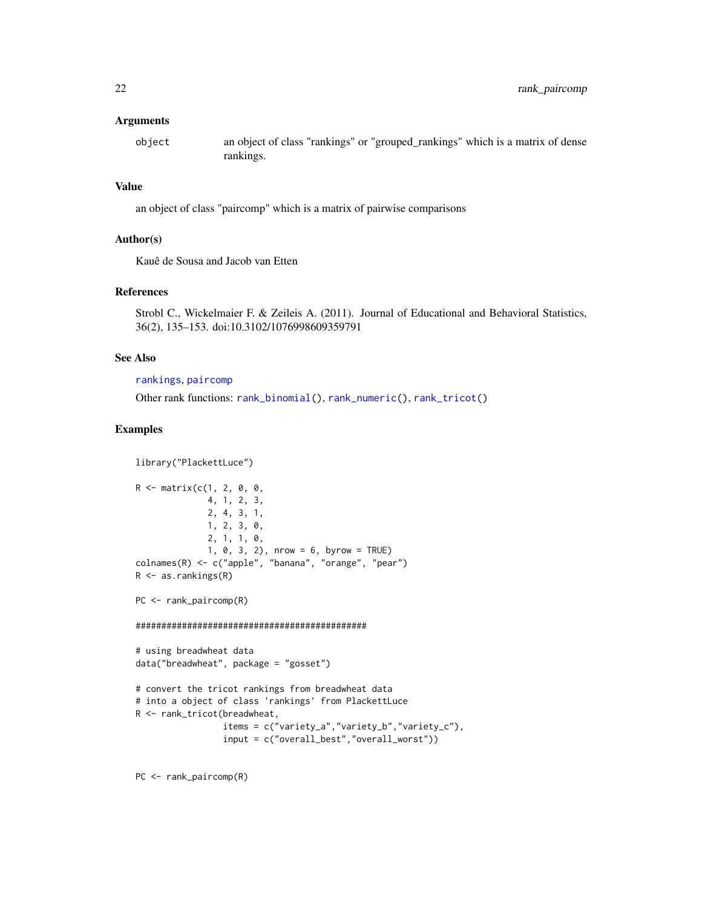### Arguments

`object` an object of class "rankings" or "grouped_rankings" which is a matrix of dense rankings.

### Value

an object of class "paircomp" which is a matrix of pairwise comparisons

### Author(s)

Kauê de Sousa and Jacob van Etten

### References

Strobl C., Wickelmaier F. & Zeileis A. (2011). Journal of Educational and Behavioral Statistics, 36(2), 135–153. doi:10.3102/1076998609359791

### See Also

rankings, paircomp

Other rank functions: rank_binomial(), rank_numeric(), rank_tricot()

### Examples

```
library("PlackettLuce")

R <- matrix(c(1, 2, 0, 0,
              4, 1, 2, 3,
              2, 4, 3, 1,
              1, 2, 3, 0,
              2, 1, 1, 0,
              1, 0, 3, 2), nrow = 6, byrow = TRUE)
colnames(R) <- c("apple", "banana", "orange", "pear")
R <- as.rankings(R)

PC <- rank_paircomp(R)

#############################################

# using breadwheat data
data("breadwheat", package = "gosset")

# convert the tricot rankings from breadwheat data
# into a object of class 'rankings' from PlackettLuce
R <- rank_tricot(breadwheat,
                 items = c("variety_a","variety_b","variety_c"),
                 input = c("overall_best","overall_worst"))


PC <- rank_paircomp(R)
```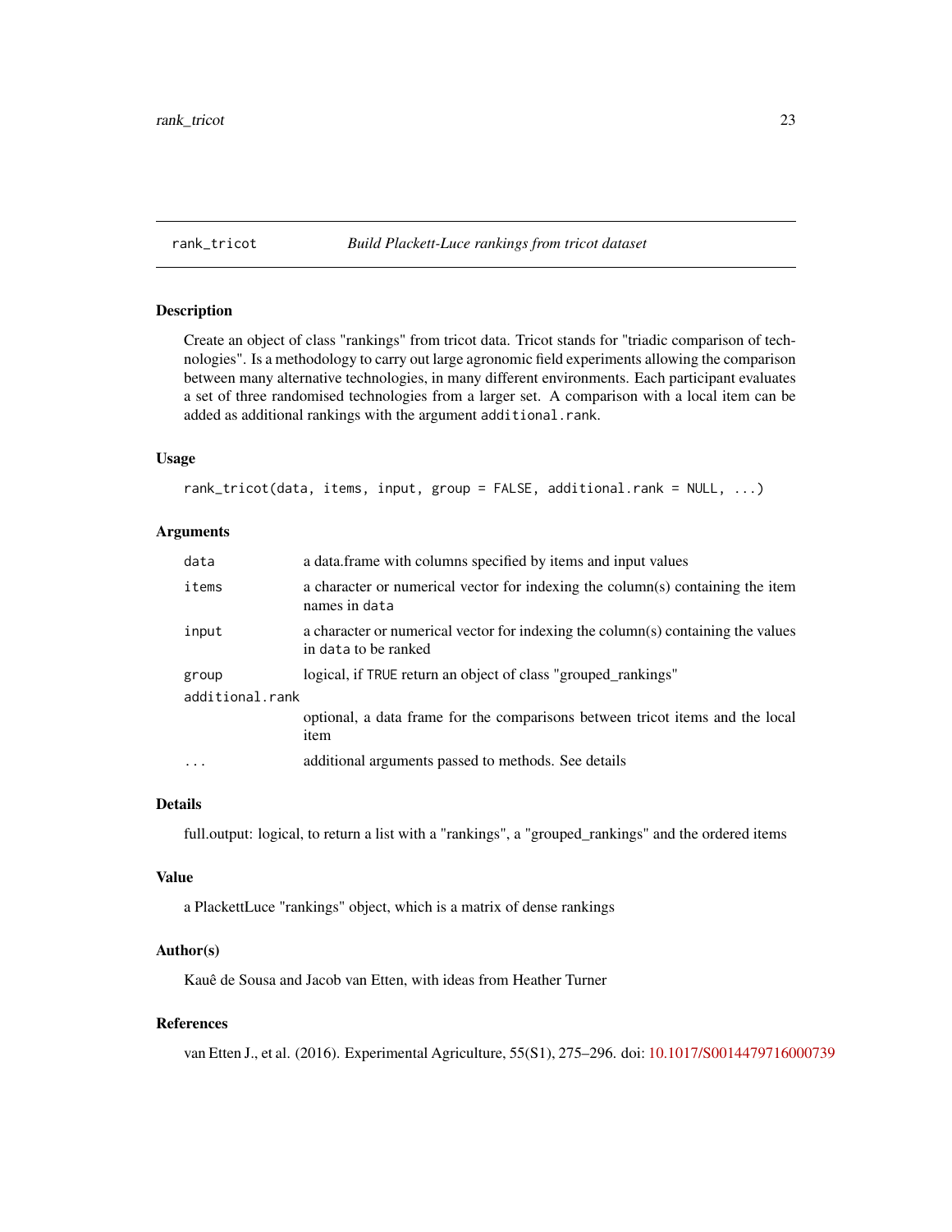`rank_tricot` *Build Plackett-Luce rankings from tricot dataset*

## Description

Create an object of class "rankings" from tricot data. Tricot stands for "triadic comparison of technologies". Is a methodology to carry out large agronomic field experiments allowing the comparison between many alternative technologies, in many different environments. Each participant evaluates a set of three randomised technologies from a larger set. A comparison with a local item can be added as additional rankings with the argument `additional.rank`.

## Usage

```
rank_tricot(data, items, input, group = FALSE, additional.rank = NULL, ...)
```

## Arguments

| | |
|---|---|
| `data` | a data.frame with columns specified by items and input values |
| `items` | a character or numerical vector for indexing the column(s) containing the item names in `data` |
| `input` | a character or numerical vector for indexing the column(s) containing the values in `data` to be ranked |
| `group` | logical, if `TRUE` return an object of class "grouped_rankings" |
| `additional.rank` | optional, a data frame for the comparisons between tricot items and the local item |
| `...` | additional arguments passed to methods. See details |

## Details

full.output: logical, to return a list with a "rankings", a "grouped_rankings" and the ordered items

## Value

a PlackettLuce "rankings" object, which is a matrix of dense rankings

## Author(s)

Kauê de Sousa and Jacob van Etten, with ideas from Heather Turner

## References

van Etten J., et al. (2016). Experimental Agriculture, 55(S1), 275–296. doi: 10.1017/S0014479716000739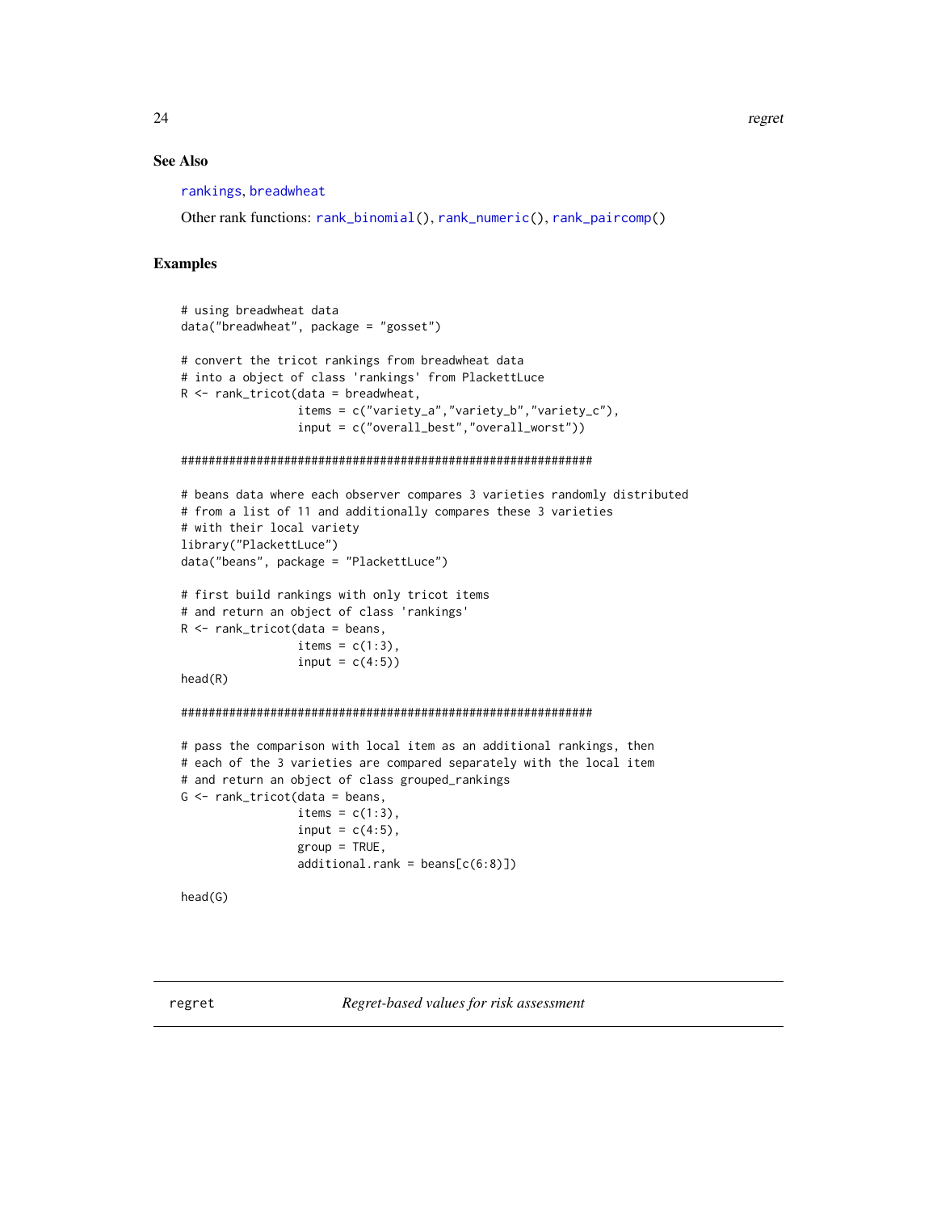### See Also

rankings, breadwheat

Other rank functions: rank_binomial(), rank_numeric(), rank_paircomp()

### Examples

```
# using breadwheat data
data("breadwheat", package = "gosset")

# convert the tricot rankings from breadwheat data
# into a object of class 'rankings' from PlackettLuce
R <- rank_tricot(data = breadwheat,
                 items = c("variety_a","variety_b","variety_c"),
                 input = c("overall_best","overall_worst"))

#############################################################

# beans data where each observer compares 3 varieties randomly distributed
# from a list of 11 and additionally compares these 3 varieties
# with their local variety
library("PlackettLuce")
data("beans", package = "PlackettLuce")

# first build rankings with only tricot items
# and return an object of class 'rankings'
R <- rank_tricot(data = beans,
                 items = c(1:3),
                 input = c(4:5))
head(R)

#############################################################

# pass the comparison with local item as an additional rankings, then
# each of the 3 varieties are compared separately with the local item
# and return an object of class grouped_rankings
G <- rank_tricot(data = beans,
                 items = c(1:3),
                 input = c(4:5),
                 group = TRUE,
                 additional.rank = beans[c(6:8)])

head(G)
```

## regret — *Regret-based values for risk assessment*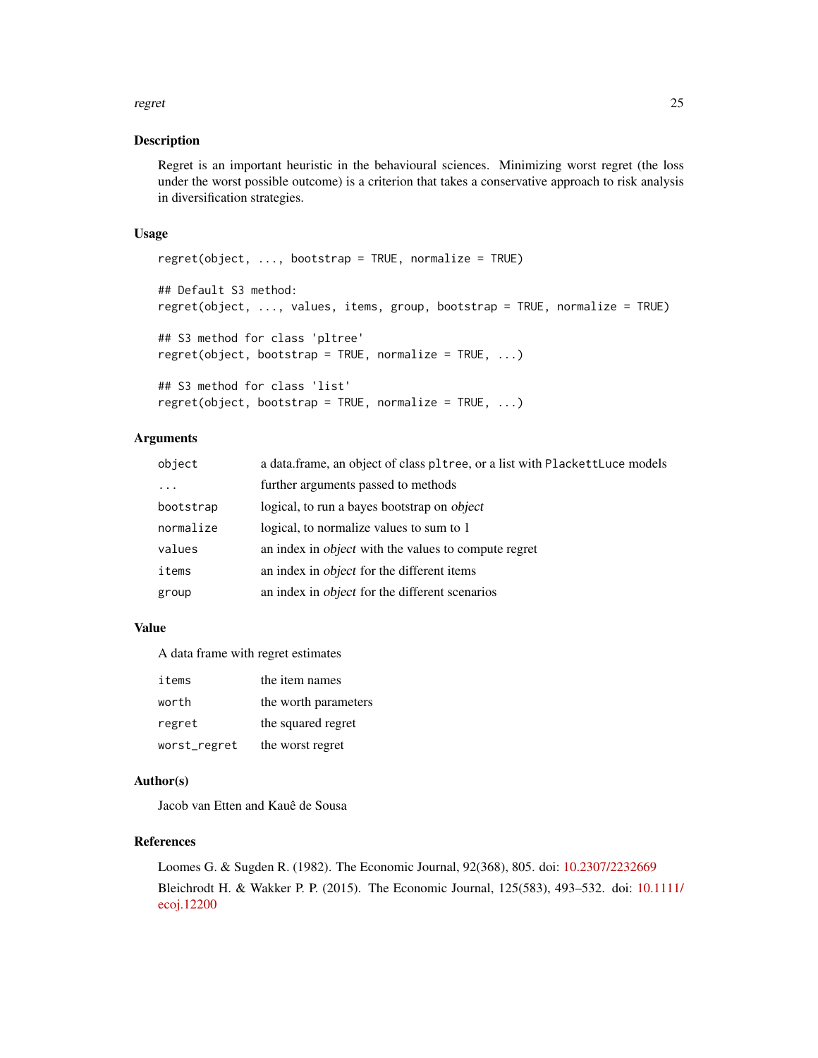## Description

Regret is an important heuristic in the behavioural sciences. Minimizing worst regret (the loss under the worst possible outcome) is a criterion that takes a conservative approach to risk analysis in diversification strategies.

## Usage

```
regret(object, ..., bootstrap = TRUE, normalize = TRUE)

## Default S3 method:
regret(object, ..., values, items, group, bootstrap = TRUE, normalize = TRUE)

## S3 method for class 'pltree'
regret(object, bootstrap = TRUE, normalize = TRUE, ...)

## S3 method for class 'list'
regret(object, bootstrap = TRUE, normalize = TRUE, ...)
```

## Arguments

| | |
|---|---|
| `object` | a data.frame, an object of class `pltree`, or a list with `PlackettLuce` models |
| `...` | further arguments passed to methods |
| `bootstrap` | logical, to run a bayes bootstrap on *object* |
| `normalize` | logical, to normalize values to sum to 1 |
| `values` | an index in *object* with the values to compute regret |
| `items` | an index in *object* for the different items |
| `group` | an index in *object* for the different scenarios |

## Value

A data frame with regret estimates

| | |
|---|---|
| `items` | the item names |
| `worth` | the worth parameters |
| `regret` | the squared regret |
| `worst_regret` | the worst regret |

## Author(s)

Jacob van Etten and Kauê de Sousa

## References

Loomes G. & Sugden R. (1982). The Economic Journal, 92(368), 805. doi: 10.2307/2232669

Bleichrodt H. & Wakker P. P. (2015). The Economic Journal, 125(583), 493–532. doi: 10.1111/ecoj.12200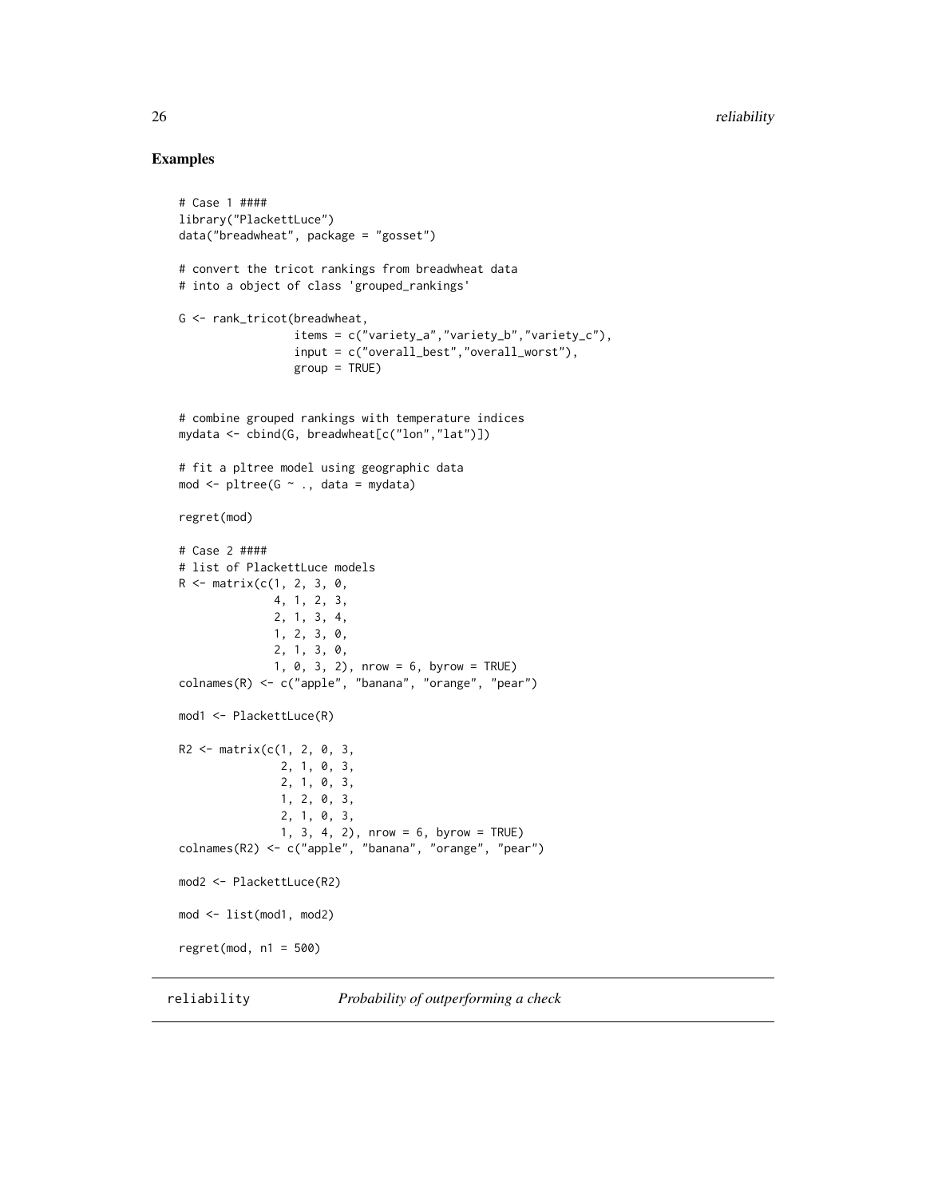## Examples

```
# Case 1 ####
library("PlackettLuce")
data("breadwheat", package = "gosset")

# convert the tricot rankings from breadwheat data
# into a object of class 'grouped_rankings'

G <- rank_tricot(breadwheat,
                 items = c("variety_a","variety_b","variety_c"),
                 input = c("overall_best","overall_worst"),
                 group = TRUE)


# combine grouped rankings with temperature indices
mydata <- cbind(G, breadwheat[c("lon","lat")])

# fit a pltree model using geographic data
mod <- pltree(G ~ ., data = mydata)

regret(mod)

# Case 2 ####
# list of PlackettLuce models
R <- matrix(c(1, 2, 3, 0,
              4, 1, 2, 3,
              2, 1, 3, 4,
              1, 2, 3, 0,
              2, 1, 3, 0,
              1, 0, 3, 2), nrow = 6, byrow = TRUE)
colnames(R) <- c("apple", "banana", "orange", "pear")

mod1 <- PlackettLuce(R)

R2 <- matrix(c(1, 2, 0, 3,
               2, 1, 0, 3,
               2, 1, 0, 3,
               1, 2, 0, 3,
               2, 1, 0, 3,
               1, 3, 4, 2), nrow = 6, byrow = TRUE)
colnames(R2) <- c("apple", "banana", "orange", "pear")

mod2 <- PlackettLuce(R2)

mod <- list(mod1, mod2)

regret(mod, n1 = 500)
```

---

reliability — *Probability of outperforming a check*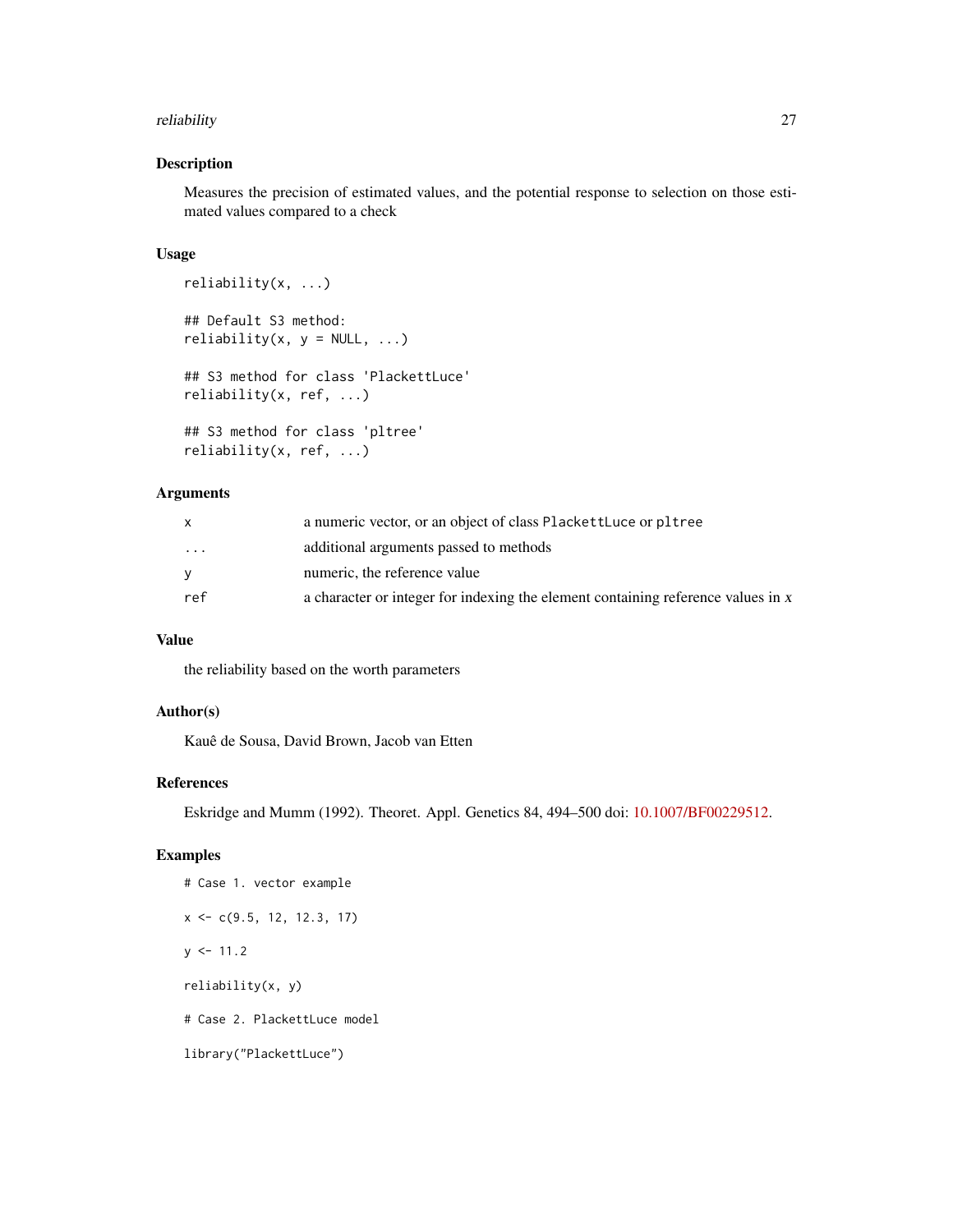## Description

Measures the precision of estimated values, and the potential response to selection on those estimated values compared to a check

## Usage

```
reliability(x, ...)

## Default S3 method:
reliability(x, y = NULL, ...)

## S3 method for class 'PlackettLuce'
reliability(x, ref, ...)

## S3 method for class 'pltree'
reliability(x, ref, ...)
```

## Arguments

| | |
|---|---|
| `x` | a numeric vector, or an object of class `PlackettLuce` or `pltree` |
| `...` | additional arguments passed to methods |
| `y` | numeric, the reference value |
| `ref` | a character or integer for indexing the element containing reference values in *x* |

## Value

the reliability based on the worth parameters

## Author(s)

Kauê de Sousa, David Brown, Jacob van Etten

## References

Eskridge and Mumm (1992). Theoret. Appl. Genetics 84, 494–500 doi: 10.1007/BF00229512.

## Examples

```
# Case 1. vector example

x <- c(9.5, 12, 12.3, 17)

y <- 11.2

reliability(x, y)

# Case 2. PlackettLuce model

library("PlackettLuce")
```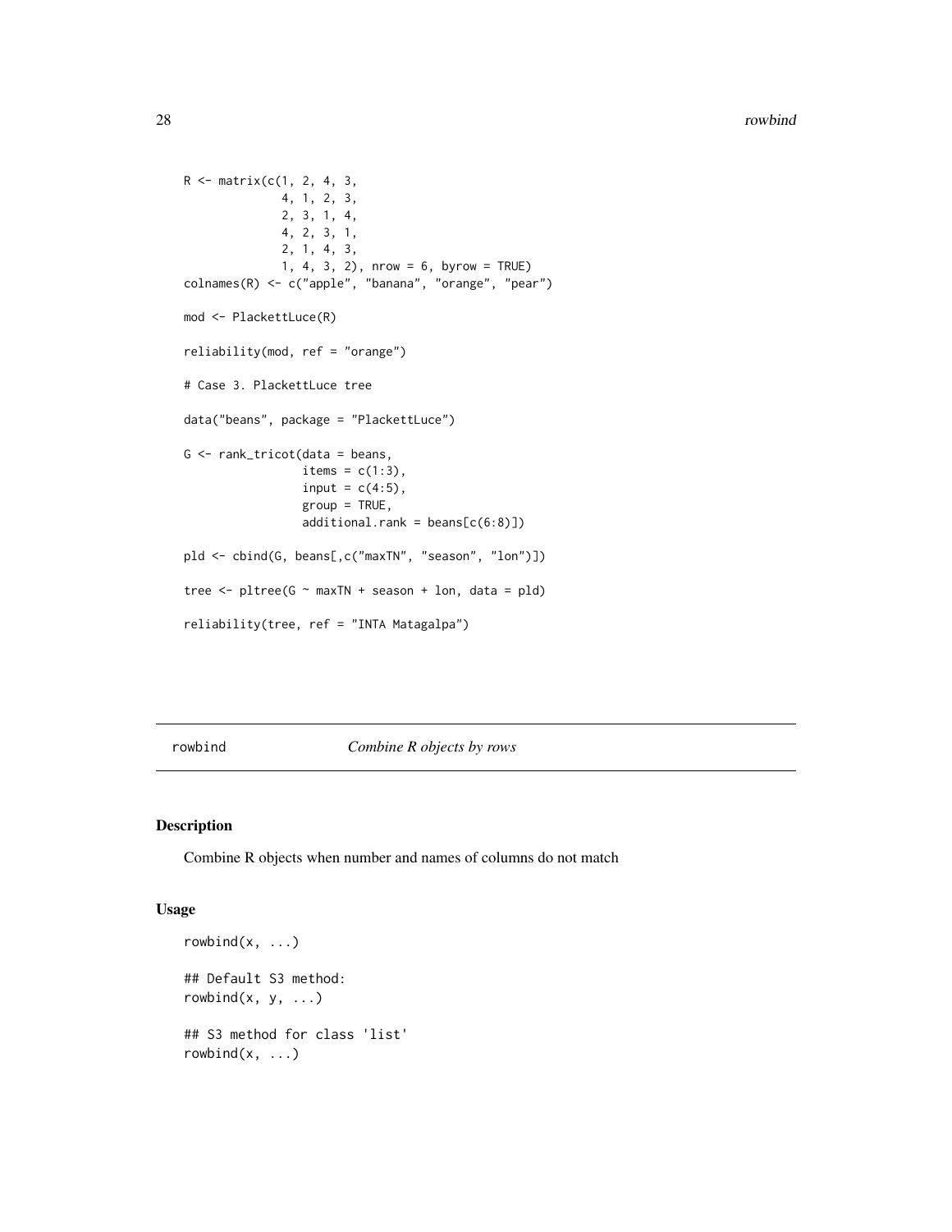```
R <- matrix(c(1, 2, 4, 3,
              4, 1, 2, 3,
              2, 3, 1, 4,
              4, 2, 3, 1,
              2, 1, 4, 3,
              1, 4, 3, 2), nrow = 6, byrow = TRUE)
colnames(R) <- c("apple", "banana", "orange", "pear")

mod <- PlackettLuce(R)

reliability(mod, ref = "orange")

# Case 3. PlackettLuce tree

data("beans", package = "PlackettLuce")

G <- rank_tricot(data = beans,
                 items = c(1:3),
                 input = c(4:5),
                 group = TRUE,
                 additional.rank = beans[c(6:8)])

pld <- cbind(G, beans[,c("maxTN", "season", "lon")])

tree <- pltree(G ~ maxTN + season + lon, data = pld)

reliability(tree, ref = "INTA Matagalpa")
```

## rowbind *Combine R objects by rows*

### Description

Combine R objects when number and names of columns do not match

### Usage

```
rowbind(x, ...)

## Default S3 method:
rowbind(x, y, ...)

## S3 method for class 'list'
rowbind(x, ...)
```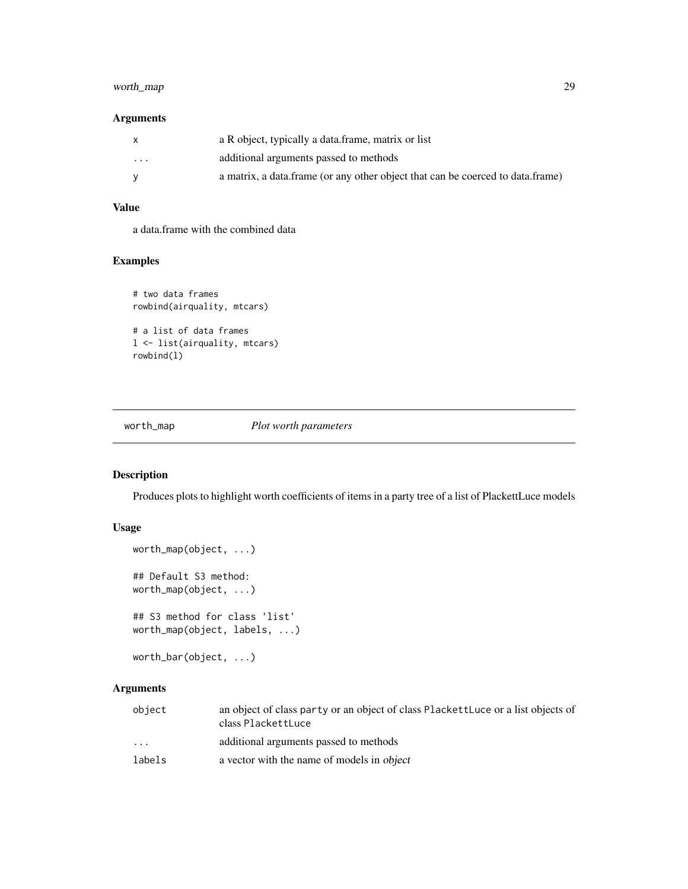### Arguments

| | |
|---|---|
| x | a R object, typically a data.frame, matrix or list |
| ... | additional arguments passed to methods |
| y | a matrix, a data.frame (or any other object that can be coerced to data.frame) |

### Value

a data.frame with the combined data

### Examples

```
# two data frames
rowbind(airquality, mtcars)

# a list of data frames
l <- list(airquality, mtcars)
rowbind(l)
```

---

## worth_map *Plot worth parameters*

---

### Description

Produces plots to highlight worth coefficients of items in a party tree of a list of PlackettLuce models

### Usage

```
worth_map(object, ...)

## Default S3 method:
worth_map(object, ...)

## S3 method for class 'list'
worth_map(object, labels, ...)

worth_bar(object, ...)
```

### Arguments

| | |
|---|---|
| object | an object of class party or an object of class PlackettLuce or a list objects of class PlackettLuce |
| ... | additional arguments passed to methods |
| labels | a vector with the name of models in *object* |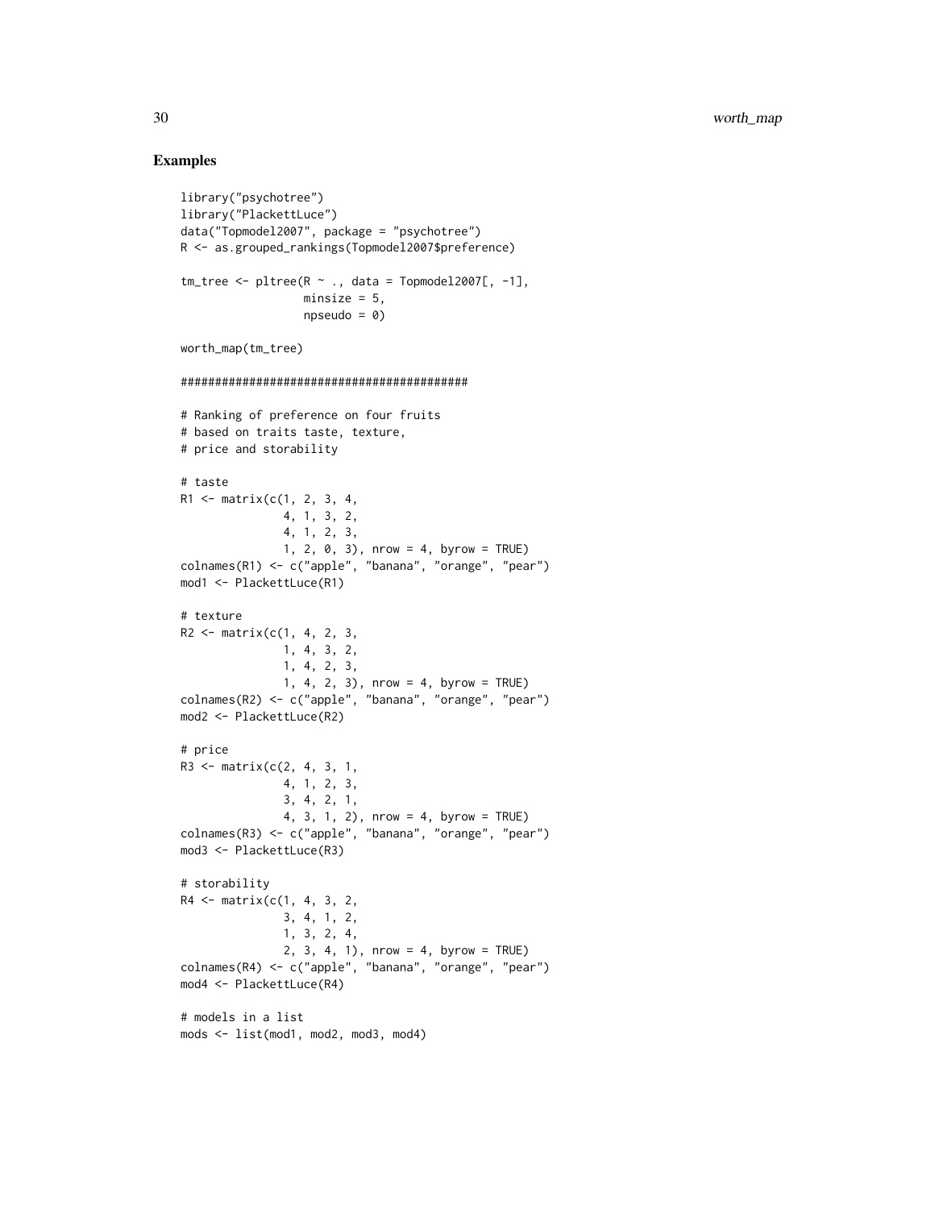## Examples

```
library("psychotree")
library("PlackettLuce")
data("Topmodel2007", package = "psychotree")
R <- as.grouped_rankings(Topmodel2007$preference)

tm_tree <- pltree(R ~ ., data = Topmodel2007[, -1],
                  minsize = 5,
                  npseudo = 0)

worth_map(tm_tree)

##########################################

# Ranking of preference on four fruits
# based on traits taste, texture,
# price and storability

# taste
R1 <- matrix(c(1, 2, 3, 4,
               4, 1, 3, 2,
               4, 1, 2, 3,
               1, 2, 0, 3), nrow = 4, byrow = TRUE)
colnames(R1) <- c("apple", "banana", "orange", "pear")
mod1 <- PlackettLuce(R1)

# texture
R2 <- matrix(c(1, 4, 2, 3,
               1, 4, 3, 2,
               1, 4, 2, 3,
               1, 4, 2, 3), nrow = 4, byrow = TRUE)
colnames(R2) <- c("apple", "banana", "orange", "pear")
mod2 <- PlackettLuce(R2)

# price
R3 <- matrix(c(2, 4, 3, 1,
               4, 1, 2, 3,
               3, 4, 2, 1,
               4, 3, 1, 2), nrow = 4, byrow = TRUE)
colnames(R3) <- c("apple", "banana", "orange", "pear")
mod3 <- PlackettLuce(R3)

# storability
R4 <- matrix(c(1, 4, 3, 2,
               3, 4, 1, 2,
               1, 3, 2, 4,
               2, 3, 4, 1), nrow = 4, byrow = TRUE)
colnames(R4) <- c("apple", "banana", "orange", "pear")
mod4 <- PlackettLuce(R4)

# models in a list
mods <- list(mod1, mod2, mod3, mod4)
```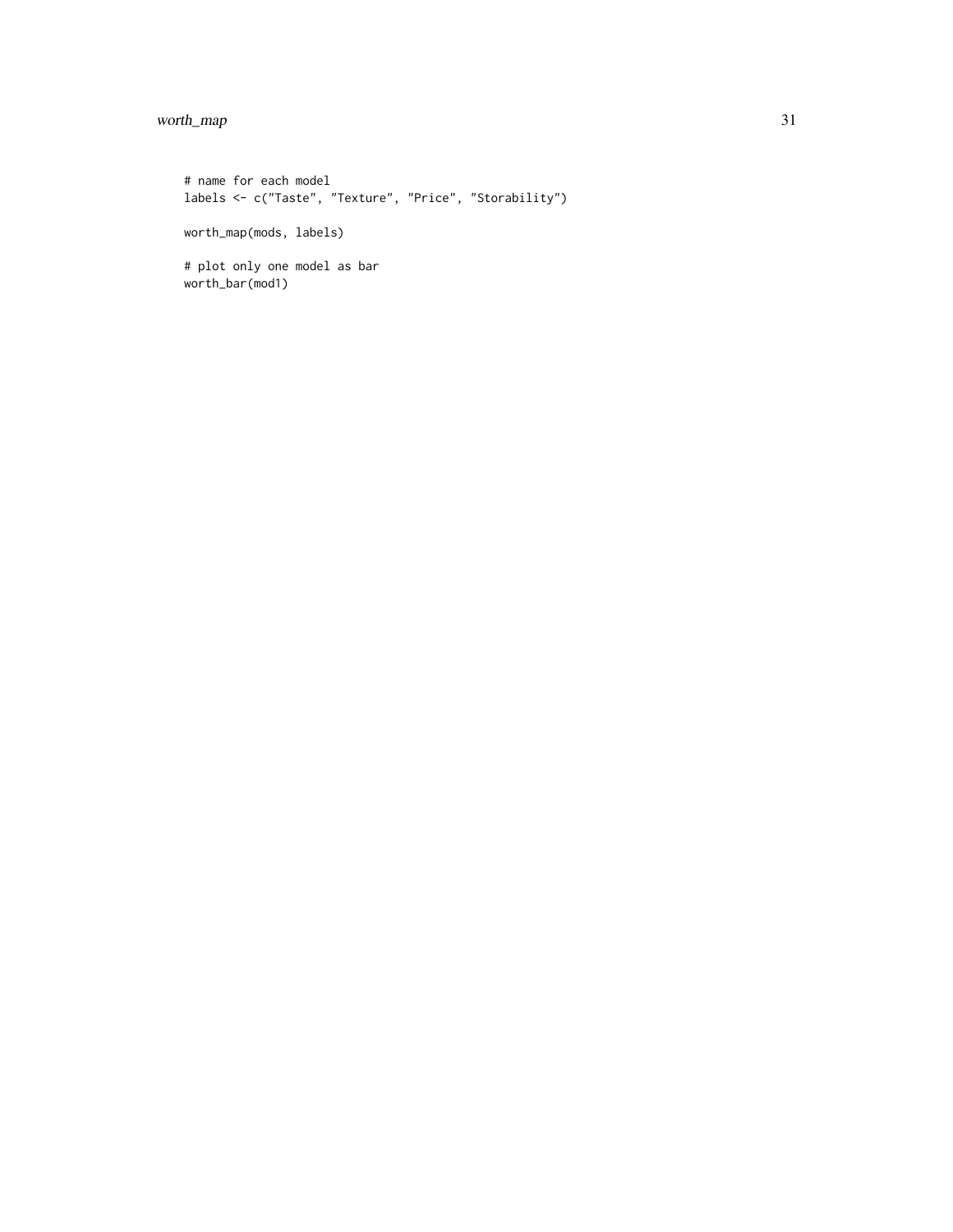```
# name for each model
labels <- c("Taste", "Texture", "Price", "Storability")

worth_map(mods, labels)

# plot only one model as bar
worth_bar(mod1)
```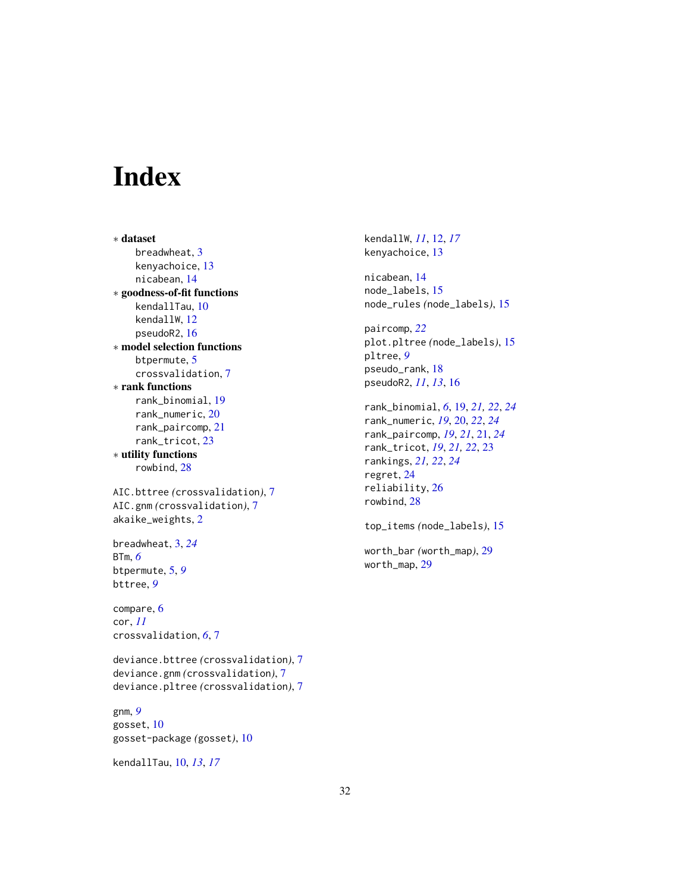# Index

∗ **dataset**
- breadwheat, 3
- kenyachoice, 13
- nicabean, 14

∗ **goodness-of-fit functions**
- kendallTau, 10
- kendallW, 12
- pseudoR2, 16

∗ **model selection functions**
- btpermute, 5
- crossvalidation, 7

∗ **rank functions**
- rank_binomial, 19
- rank_numeric, 20
- rank_paircomp, 21
- rank_tricot, 23

∗ **utility functions**
- rowbind, 28

AIC.bttree *(*crossvalidation*)*, 7
AIC.gnm *(*crossvalidation*)*, 7
akaike_weights, 2

breadwheat, 3, *24*
BTm, *6*
btpermute, 5, *9*
bttree, *9*

compare, 6
cor, *11*
crossvalidation, *6*, 7

deviance.bttree *(*crossvalidation*)*, 7
deviance.gnm *(*crossvalidation*)*, 7
deviance.pltree *(*crossvalidation*)*, 7

gnm, *9*
gosset, 10
gosset-package *(*gosset*)*, 10

kendallTau, 10, *13*, *17*
kendallW, *11*, 12, *17*
kenyachoice, 13

nicabean, 14
node_labels, 15
node_rules *(*node_labels*)*, 15

paircomp, *22*
plot.pltree *(*node_labels*)*, 15
pltree, *9*
pseudo_rank, 18
pseudoR2, *11*, *13*, 16

rank_binomial, *6*, 19, *21, 22*, *24*
rank_numeric, *19*, 20, *22*, *24*
rank_paircomp, *19*, *21*, 21, *24*
rank_tricot, *19*, *21, 22*, 23
rankings, *21, 22*, *24*
regret, 24
reliability, 26
rowbind, 28

top_items *(*node_labels*)*, 15

worth_bar *(*worth_map*)*, 29
worth_map, 29